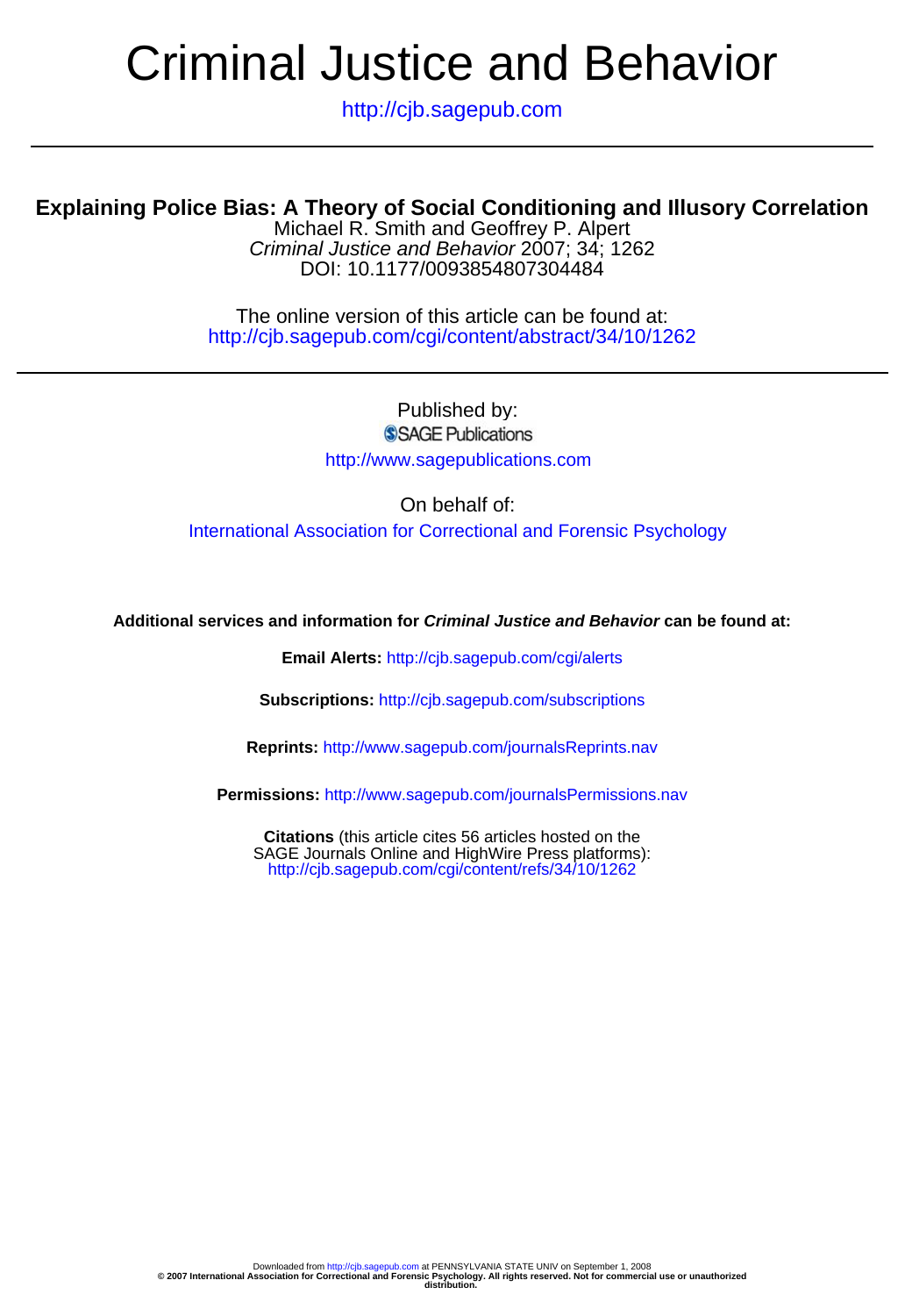# Criminal Justice and Behavior

http://cjb.sagepub.com

---

## Explaining Police Bias: A Theory of Social Conditioning and Illusory Correlation

Michael R. Smith and Geoffrey P. Alpert

*Criminal Justice and Behavior* 2007; 34; 1262

DOI: 10.1177/0093854807304484

The online version of this article can be found at:
http://cjb.sagepub.com/cgi/content/abstract/34/10/1262

---

Published by:

SAGE Publications

http://www.sagepublications.com

On behalf of:

International Association for Correctional and Forensic Psychology

**Additional services and information for *Criminal Justice and Behavior* can be found at:**

**Email Alerts:** http://cjb.sagepub.com/cgi/alerts

**Subscriptions:** http://cjb.sagepub.com/subscriptions

**Reprints:** http://www.sagepub.com/journalsReprints.nav

**Permissions:** http://www.sagepub.com/journalsPermissions.nav

**Citations** (this article cites 56 articles hosted on the SAGE Journals Online and HighWire Press platforms):
http://cjb.sagepub.com/cgi/content/refs/34/10/1262

Downloaded from http://cjb.sagepub.com at PENNSYLVANIA STATE UNIV on September 1, 2008

**© 2007 International Association for Correctional and Forensic Psychology. All rights reserved. Not for commercial use or unauthorized distribution.**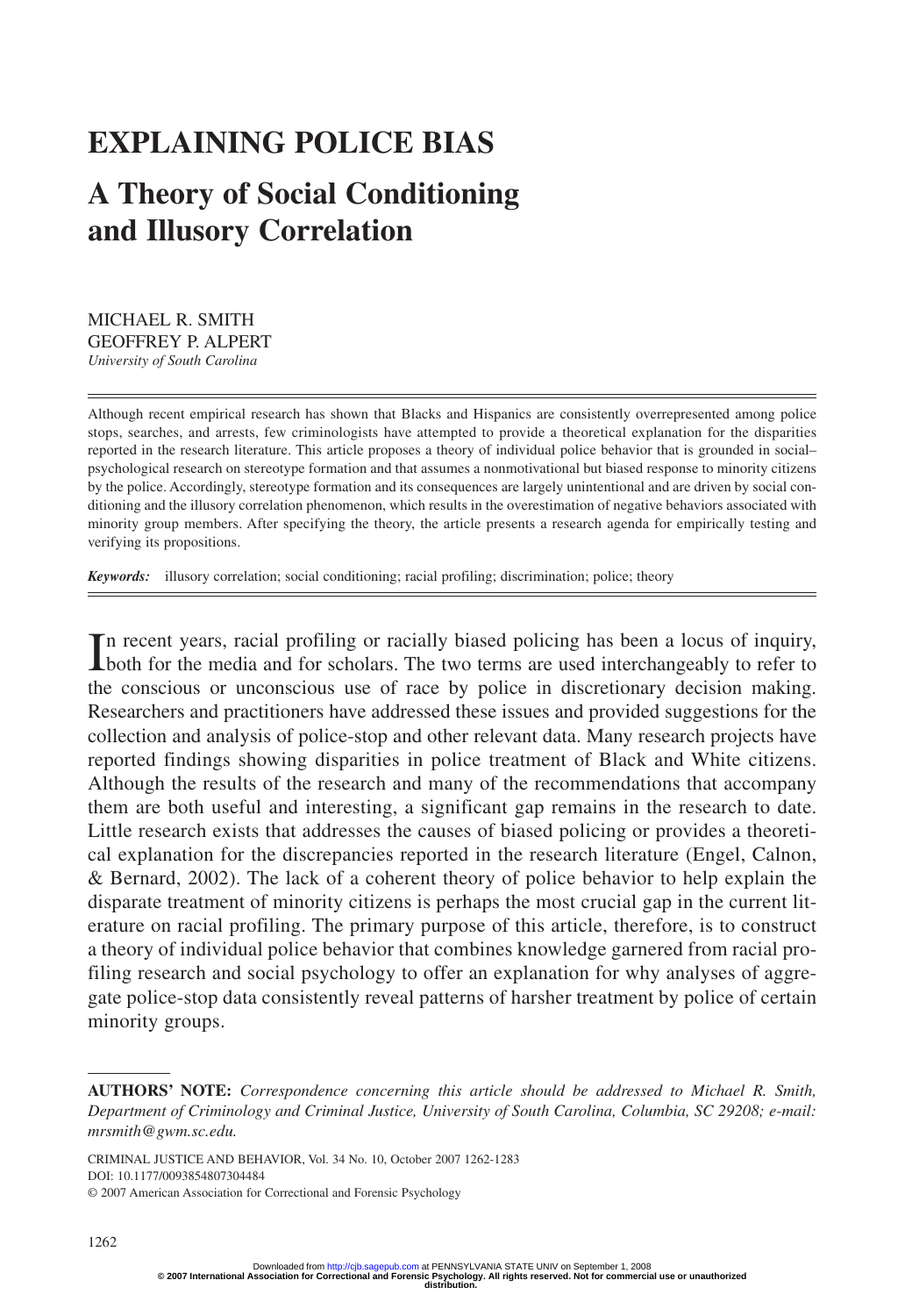# EXPLAINING POLICE BIAS

## A Theory of Social Conditioning and Illusory Correlation

MICHAEL R. SMITH
GEOFFREY P. ALPERT
*University of South Carolina*

Although recent empirical research has shown that Blacks and Hispanics are consistently overrepresented among police stops, searches, and arrests, few criminologists have attempted to provide a theoretical explanation for the disparities reported in the research literature. This article proposes a theory of individual police behavior that is grounded in social–psychological research on stereotype formation and that assumes a nonmotivational but biased response to minority citizens by the police. Accordingly, stereotype formation and its consequences are largely unintentional and are driven by social conditioning and the illusory correlation phenomenon, which results in the overestimation of negative behaviors associated with minority group members. After specifying the theory, the article presents a research agenda for empirically testing and verifying its propositions.

***Keywords:*** illusory correlation; social conditioning; racial profiling; discrimination; police; theory

In recent years, racial profiling or racially biased policing has been a locus of inquiry, both for the media and for scholars. The two terms are used interchangeably to refer to the conscious or unconscious use of race by police in discretionary decision making. Researchers and practitioners have addressed these issues and provided suggestions for the collection and analysis of police-stop and other relevant data. Many research projects have reported findings showing disparities in police treatment of Black and White citizens. Although the results of the research and many of the recommendations that accompany them are both useful and interesting, a significant gap remains in the research to date. Little research exists that addresses the causes of biased policing or provides a theoretical explanation for the discrepancies reported in the research literature (Engel, Calnon, & Bernard, 2002). The lack of a coherent theory of police behavior to help explain the disparate treatment of minority citizens is perhaps the most crucial gap in the current literature on racial profiling. The primary purpose of this article, therefore, is to construct a theory of individual police behavior that combines knowledge garnered from racial profiling research and social psychology to offer an explanation for why analyses of aggregate police-stop data consistently reveal patterns of harsher treatment by police of certain minority groups.

**AUTHORS' NOTE:** *Correspondence concerning this article should be addressed to Michael R. Smith, Department of Criminology and Criminal Justice, University of South Carolina, Columbia, SC 29208; e-mail: mrsmith@gwm.sc.edu.*

CRIMINAL JUSTICE AND BEHAVIOR, Vol. 34 No. 10, October 2007 1262-1283
DOI: 10.1177/0093854807304484
© 2007 American Association for Correctional and Forensic Psychology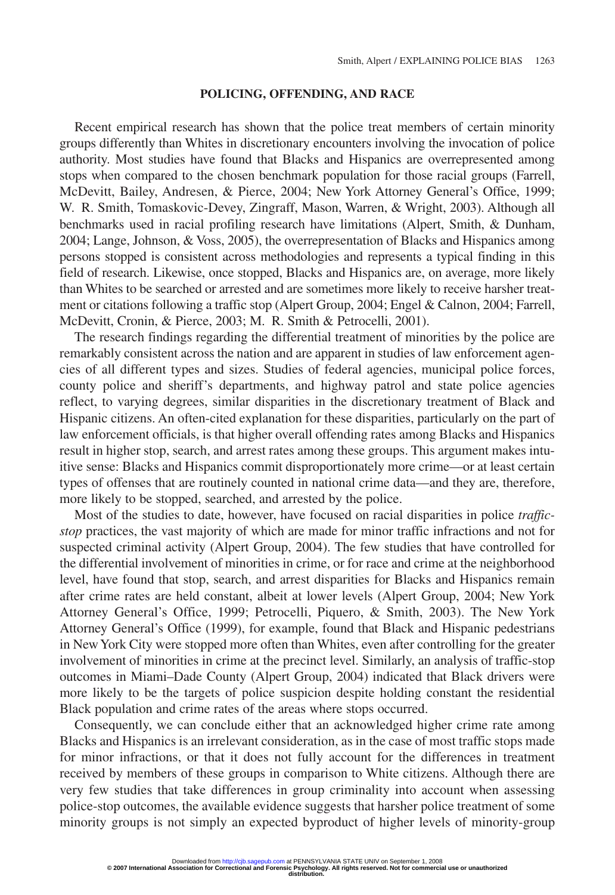## POLICING, OFFENDING, AND RACE

Recent empirical research has shown that the police treat members of certain minority groups differently than Whites in discretionary encounters involving the invocation of police authority. Most studies have found that Blacks and Hispanics are overrepresented among stops when compared to the chosen benchmark population for those racial groups (Farrell, McDevitt, Bailey, Andresen, & Pierce, 2004; New York Attorney General's Office, 1999; W. R. Smith, Tomaskovic-Devey, Zingraff, Mason, Warren, & Wright, 2003). Although all benchmarks used in racial profiling research have limitations (Alpert, Smith, & Dunham, 2004; Lange, Johnson, & Voss, 2005), the overrepresentation of Blacks and Hispanics among persons stopped is consistent across methodologies and represents a typical finding in this field of research. Likewise, once stopped, Blacks and Hispanics are, on average, more likely than Whites to be searched or arrested and are sometimes more likely to receive harsher treatment or citations following a traffic stop (Alpert Group, 2004; Engel & Calnon, 2004; Farrell, McDevitt, Cronin, & Pierce, 2003; M. R. Smith & Petrocelli, 2001).

The research findings regarding the differential treatment of minorities by the police are remarkably consistent across the nation and are apparent in studies of law enforcement agencies of all different types and sizes. Studies of federal agencies, municipal police forces, county police and sheriff's departments, and highway patrol and state police agencies reflect, to varying degrees, similar disparities in the discretionary treatment of Black and Hispanic citizens. An often-cited explanation for these disparities, particularly on the part of law enforcement officials, is that higher overall offending rates among Blacks and Hispanics result in higher stop, search, and arrest rates among these groups. This argument makes intuitive sense: Blacks and Hispanics commit disproportionately more crime—or at least certain types of offenses that are routinely counted in national crime data—and they are, therefore, more likely to be stopped, searched, and arrested by the police.

Most of the studies to date, however, have focused on racial disparities in police *traffic-stop* practices, the vast majority of which are made for minor traffic infractions and not for suspected criminal activity (Alpert Group, 2004). The few studies that have controlled for the differential involvement of minorities in crime, or for race and crime at the neighborhood level, have found that stop, search, and arrest disparities for Blacks and Hispanics remain after crime rates are held constant, albeit at lower levels (Alpert Group, 2004; New York Attorney General's Office, 1999; Petrocelli, Piquero, & Smith, 2003). The New York Attorney General's Office (1999), for example, found that Black and Hispanic pedestrians in New York City were stopped more often than Whites, even after controlling for the greater involvement of minorities in crime at the precinct level. Similarly, an analysis of traffic-stop outcomes in Miami–Dade County (Alpert Group, 2004) indicated that Black drivers were more likely to be the targets of police suspicion despite holding constant the residential Black population and crime rates of the areas where stops occurred.

Consequently, we can conclude either that an acknowledged higher crime rate among Blacks and Hispanics is an irrelevant consideration, as in the case of most traffic stops made for minor infractions, or that it does not fully account for the differences in treatment received by members of these groups in comparison to White citizens. Although there are very few studies that take differences in group criminality into account when assessing police-stop outcomes, the available evidence suggests that harsher police treatment of some minority groups is not simply an expected byproduct of higher levels of minority-group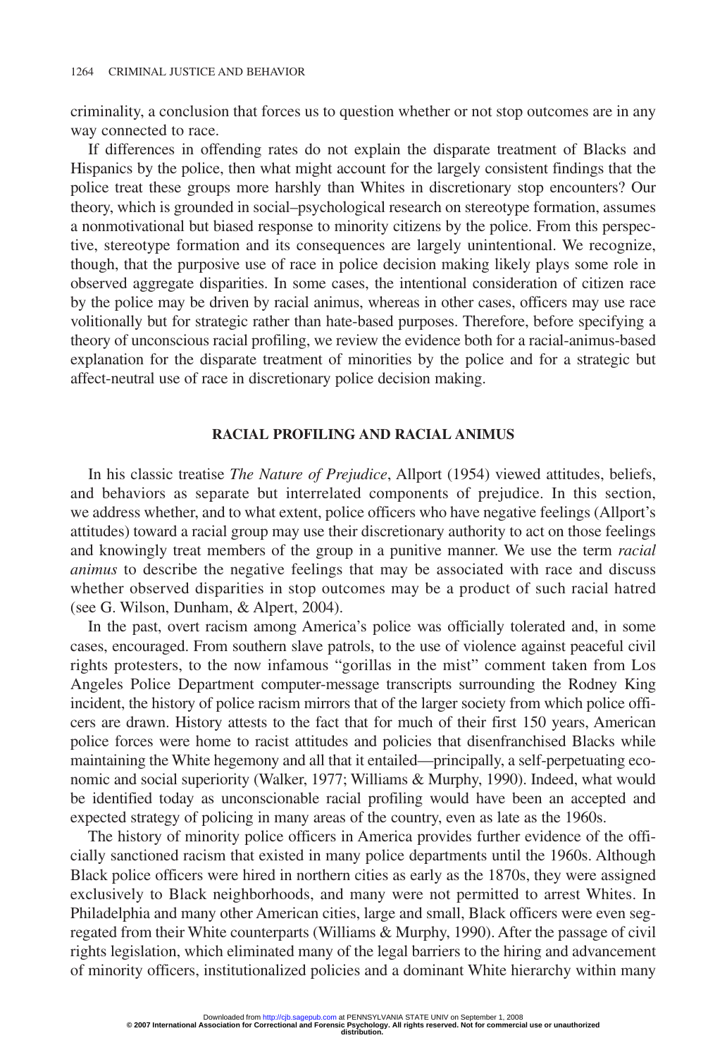criminality, a conclusion that forces us to question whether or not stop outcomes are in any way connected to race.

If differences in offending rates do not explain the disparate treatment of Blacks and Hispanics by the police, then what might account for the largely consistent findings that the police treat these groups more harshly than Whites in discretionary stop encounters? Our theory, which is grounded in social–psychological research on stereotype formation, assumes a nonmotivational but biased response to minority citizens by the police. From this perspective, stereotype formation and its consequences are largely unintentional. We recognize, though, that the purposive use of race in police decision making likely plays some role in observed aggregate disparities. In some cases, the intentional consideration of citizen race by the police may be driven by racial animus, whereas in other cases, officers may use race volitionally but for strategic rather than hate-based purposes. Therefore, before specifying a theory of unconscious racial profiling, we review the evidence both for a racial-animus-based explanation for the disparate treatment of minorities by the police and for a strategic but affect-neutral use of race in discretionary police decision making.

## RACIAL PROFILING AND RACIAL ANIMUS

In his classic treatise *The Nature of Prejudice*, Allport (1954) viewed attitudes, beliefs, and behaviors as separate but interrelated components of prejudice. In this section, we address whether, and to what extent, police officers who have negative feelings (Allport's attitudes) toward a racial group may use their discretionary authority to act on those feelings and knowingly treat members of the group in a punitive manner. We use the term *racial animus* to describe the negative feelings that may be associated with race and discuss whether observed disparities in stop outcomes may be a product of such racial hatred (see G. Wilson, Dunham, & Alpert, 2004).

In the past, overt racism among America's police was officially tolerated and, in some cases, encouraged. From southern slave patrols, to the use of violence against peaceful civil rights protesters, to the now infamous "gorillas in the mist" comment taken from Los Angeles Police Department computer-message transcripts surrounding the Rodney King incident, the history of police racism mirrors that of the larger society from which police officers are drawn. History attests to the fact that for much of their first 150 years, American police forces were home to racist attitudes and policies that disenfranchised Blacks while maintaining the White hegemony and all that it entailed—principally, a self-perpetuating economic and social superiority (Walker, 1977; Williams & Murphy, 1990). Indeed, what would be identified today as unconscionable racial profiling would have been an accepted and expected strategy of policing in many areas of the country, even as late as the 1960s.

The history of minority police officers in America provides further evidence of the officially sanctioned racism that existed in many police departments until the 1960s. Although Black police officers were hired in northern cities as early as the 1870s, they were assigned exclusively to Black neighborhoods, and many were not permitted to arrest Whites. In Philadelphia and many other American cities, large and small, Black officers were even segregated from their White counterparts (Williams & Murphy, 1990). After the passage of civil rights legislation, which eliminated many of the legal barriers to the hiring and advancement of minority officers, institutionalized policies and a dominant White hierarchy within many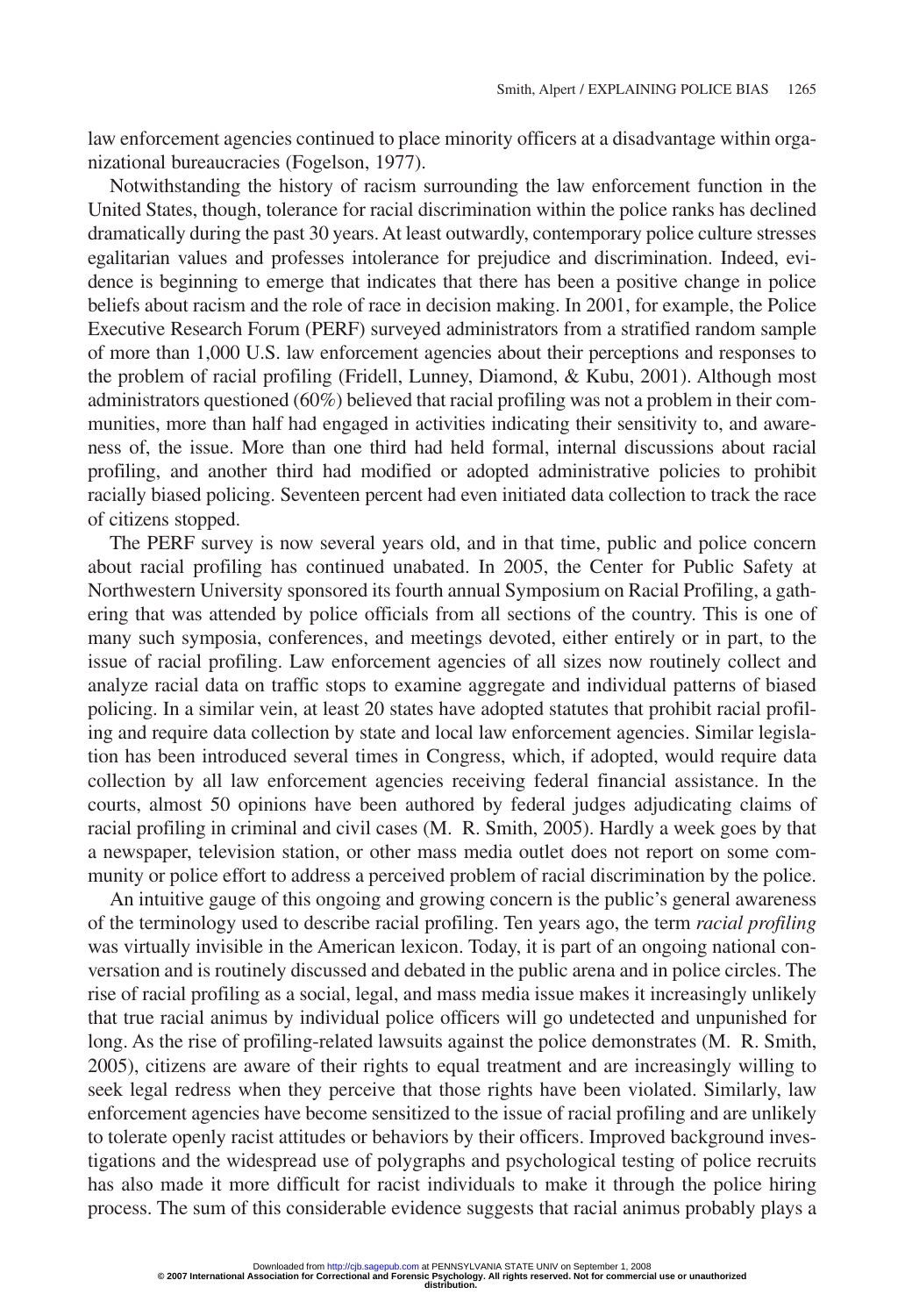law enforcement agencies continued to place minority officers at a disadvantage within organizational bureaucracies (Fogelson, 1977).

Notwithstanding the history of racism surrounding the law enforcement function in the United States, though, tolerance for racial discrimination within the police ranks has declined dramatically during the past 30 years. At least outwardly, contemporary police culture stresses egalitarian values and professes intolerance for prejudice and discrimination. Indeed, evidence is beginning to emerge that indicates that there has been a positive change in police beliefs about racism and the role of race in decision making. In 2001, for example, the Police Executive Research Forum (PERF) surveyed administrators from a stratified random sample of more than 1,000 U.S. law enforcement agencies about their perceptions and responses to the problem of racial profiling (Fridell, Lunney, Diamond, & Kubu, 2001). Although most administrators questioned (60%) believed that racial profiling was not a problem in their communities, more than half had engaged in activities indicating their sensitivity to, and awareness of, the issue. More than one third had held formal, internal discussions about racial profiling, and another third had modified or adopted administrative policies to prohibit racially biased policing. Seventeen percent had even initiated data collection to track the race of citizens stopped.

The PERF survey is now several years old, and in that time, public and police concern about racial profiling has continued unabated. In 2005, the Center for Public Safety at Northwestern University sponsored its fourth annual Symposium on Racial Profiling, a gathering that was attended by police officials from all sections of the country. This is one of many such symposia, conferences, and meetings devoted, either entirely or in part, to the issue of racial profiling. Law enforcement agencies of all sizes now routinely collect and analyze racial data on traffic stops to examine aggregate and individual patterns of biased policing. In a similar vein, at least 20 states have adopted statutes that prohibit racial profiling and require data collection by state and local law enforcement agencies. Similar legislation has been introduced several times in Congress, which, if adopted, would require data collection by all law enforcement agencies receiving federal financial assistance. In the courts, almost 50 opinions have been authored by federal judges adjudicating claims of racial profiling in criminal and civil cases (M. R. Smith, 2005). Hardly a week goes by that a newspaper, television station, or other mass media outlet does not report on some community or police effort to address a perceived problem of racial discrimination by the police.

An intuitive gauge of this ongoing and growing concern is the public's general awareness of the terminology used to describe racial profiling. Ten years ago, the term *racial profiling* was virtually invisible in the American lexicon. Today, it is part of an ongoing national conversation and is routinely discussed and debated in the public arena and in police circles. The rise of racial profiling as a social, legal, and mass media issue makes it increasingly unlikely that true racial animus by individual police officers will go undetected and unpunished for long. As the rise of profiling-related lawsuits against the police demonstrates (M. R. Smith, 2005), citizens are aware of their rights to equal treatment and are increasingly willing to seek legal redress when they perceive that those rights have been violated. Similarly, law enforcement agencies have become sensitized to the issue of racial profiling and are unlikely to tolerate openly racist attitudes or behaviors by their officers. Improved background investigations and the widespread use of polygraphs and psychological testing of police recruits has also made it more difficult for racist individuals to make it through the police hiring process. The sum of this considerable evidence suggests that racial animus probably plays a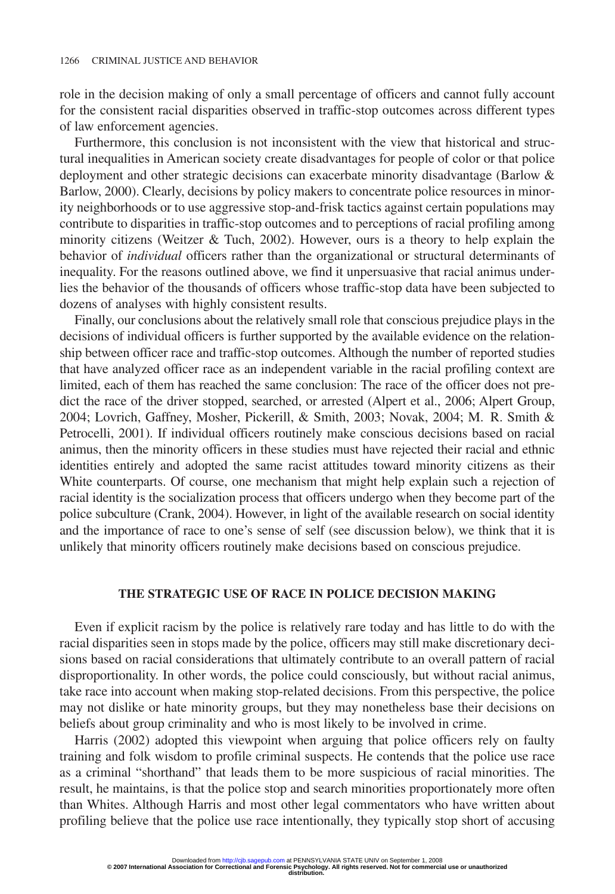role in the decision making of only a small percentage of officers and cannot fully account for the consistent racial disparities observed in traffic-stop outcomes across different types of law enforcement agencies.

Furthermore, this conclusion is not inconsistent with the view that historical and structural inequalities in American society create disadvantages for people of color or that police deployment and other strategic decisions can exacerbate minority disadvantage (Barlow & Barlow, 2000). Clearly, decisions by policy makers to concentrate police resources in minority neighborhoods or to use aggressive stop-and-frisk tactics against certain populations may contribute to disparities in traffic-stop outcomes and to perceptions of racial profiling among minority citizens (Weitzer & Tuch, 2002). However, ours is a theory to help explain the behavior of *individual* officers rather than the organizational or structural determinants of inequality. For the reasons outlined above, we find it unpersuasive that racial animus underlies the behavior of the thousands of officers whose traffic-stop data have been subjected to dozens of analyses with highly consistent results.

Finally, our conclusions about the relatively small role that conscious prejudice plays in the decisions of individual officers is further supported by the available evidence on the relationship between officer race and traffic-stop outcomes. Although the number of reported studies that have analyzed officer race as an independent variable in the racial profiling context are limited, each of them has reached the same conclusion: The race of the officer does not predict the race of the driver stopped, searched, or arrested (Alpert et al., 2006; Alpert Group, 2004; Lovrich, Gaffney, Mosher, Pickerill, & Smith, 2003; Novak, 2004; M. R. Smith & Petrocelli, 2001). If individual officers routinely make conscious decisions based on racial animus, then the minority officers in these studies must have rejected their racial and ethnic identities entirely and adopted the same racist attitudes toward minority citizens as their White counterparts. Of course, one mechanism that might help explain such a rejection of racial identity is the socialization process that officers undergo when they become part of the police subculture (Crank, 2004). However, in light of the available research on social identity and the importance of race to one's sense of self (see discussion below), we think that it is unlikely that minority officers routinely make decisions based on conscious prejudice.

## THE STRATEGIC USE OF RACE IN POLICE DECISION MAKING

Even if explicit racism by the police is relatively rare today and has little to do with the racial disparities seen in stops made by the police, officers may still make discretionary decisions based on racial considerations that ultimately contribute to an overall pattern of racial disproportionality. In other words, the police could consciously, but without racial animus, take race into account when making stop-related decisions. From this perspective, the police may not dislike or hate minority groups, but they may nonetheless base their decisions on beliefs about group criminality and who is most likely to be involved in crime.

Harris (2002) adopted this viewpoint when arguing that police officers rely on faulty training and folk wisdom to profile criminal suspects. He contends that the police use race as a criminal "shorthand" that leads them to be more suspicious of racial minorities. The result, he maintains, is that the police stop and search minorities proportionately more often than Whites. Although Harris and most other legal commentators who have written about profiling believe that the police use race intentionally, they typically stop short of accusing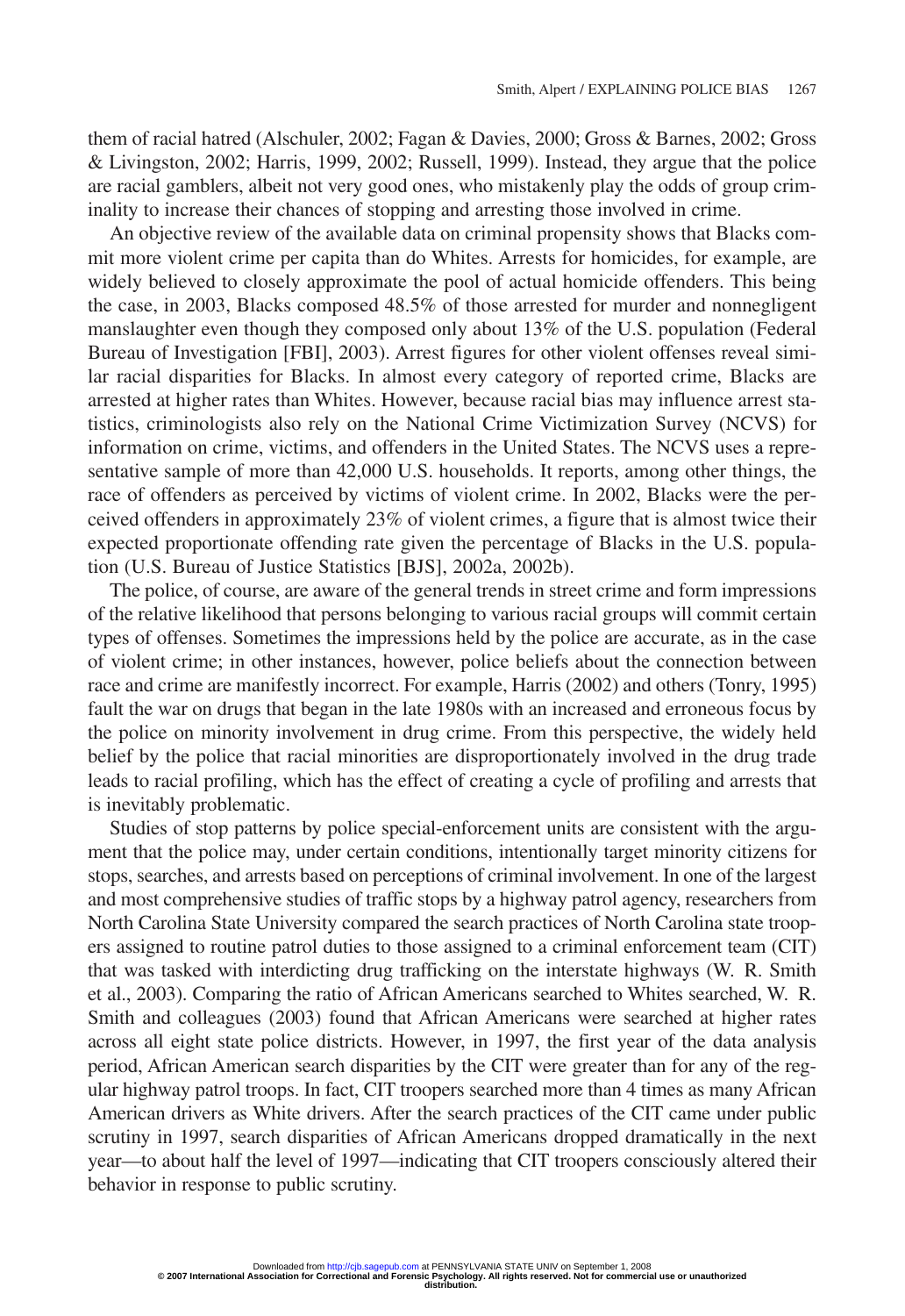them of racial hatred (Alschuler, 2002; Fagan & Davies, 2000; Gross & Barnes, 2002; Gross & Livingston, 2002; Harris, 1999, 2002; Russell, 1999). Instead, they argue that the police are racial gamblers, albeit not very good ones, who mistakenly play the odds of group criminality to increase their chances of stopping and arresting those involved in crime.

An objective review of the available data on criminal propensity shows that Blacks commit more violent crime per capita than do Whites. Arrests for homicides, for example, are widely believed to closely approximate the pool of actual homicide offenders. This being the case, in 2003, Blacks composed 48.5% of those arrested for murder and nonnegligent manslaughter even though they composed only about 13% of the U.S. population (Federal Bureau of Investigation [FBI], 2003). Arrest figures for other violent offenses reveal similar racial disparities for Blacks. In almost every category of reported crime, Blacks are arrested at higher rates than Whites. However, because racial bias may influence arrest statistics, criminologists also rely on the National Crime Victimization Survey (NCVS) for information on crime, victims, and offenders in the United States. The NCVS uses a representative sample of more than 42,000 U.S. households. It reports, among other things, the race of offenders as perceived by victims of violent crime. In 2002, Blacks were the perceived offenders in approximately 23% of violent crimes, a figure that is almost twice their expected proportionate offending rate given the percentage of Blacks in the U.S. population (U.S. Bureau of Justice Statistics [BJS], 2002a, 2002b).

The police, of course, are aware of the general trends in street crime and form impressions of the relative likelihood that persons belonging to various racial groups will commit certain types of offenses. Sometimes the impressions held by the police are accurate, as in the case of violent crime; in other instances, however, police beliefs about the connection between race and crime are manifestly incorrect. For example, Harris (2002) and others (Tonry, 1995) fault the war on drugs that began in the late 1980s with an increased and erroneous focus by the police on minority involvement in drug crime. From this perspective, the widely held belief by the police that racial minorities are disproportionately involved in the drug trade leads to racial profiling, which has the effect of creating a cycle of profiling and arrests that is inevitably problematic.

Studies of stop patterns by police special-enforcement units are consistent with the argument that the police may, under certain conditions, intentionally target minority citizens for stops, searches, and arrests based on perceptions of criminal involvement. In one of the largest and most comprehensive studies of traffic stops by a highway patrol agency, researchers from North Carolina State University compared the search practices of North Carolina state troopers assigned to routine patrol duties to those assigned to a criminal enforcement team (CIT) that was tasked with interdicting drug trafficking on the interstate highways (W. R. Smith et al., 2003). Comparing the ratio of African Americans searched to Whites searched, W. R. Smith and colleagues (2003) found that African Americans were searched at higher rates across all eight state police districts. However, in 1997, the first year of the data analysis period, African American search disparities by the CIT were greater than for any of the regular highway patrol troops. In fact, CIT troopers searched more than 4 times as many African American drivers as White drivers. After the search practices of the CIT came under public scrutiny in 1997, search disparities of African Americans dropped dramatically in the next year—to about half the level of 1997—indicating that CIT troopers consciously altered their behavior in response to public scrutiny.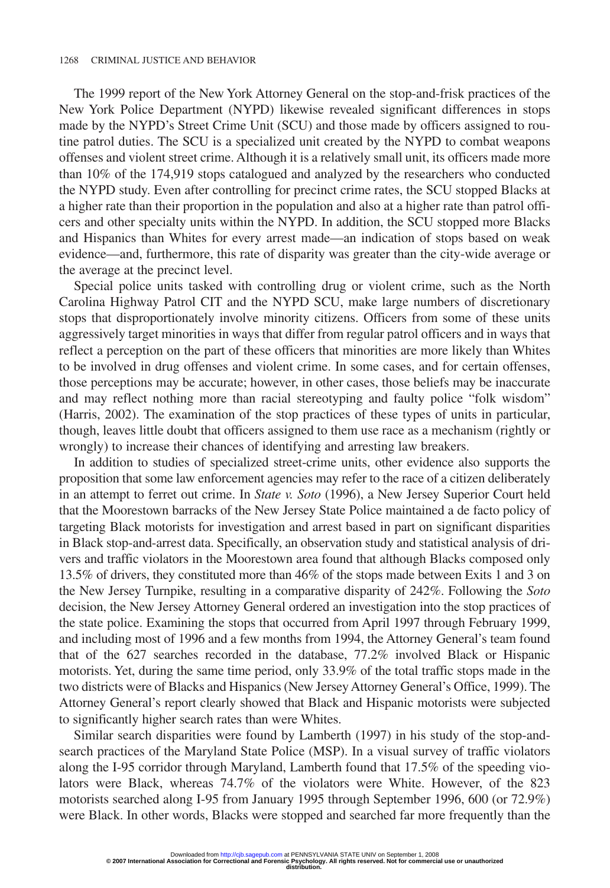The 1999 report of the New York Attorney General on the stop-and-frisk practices of the New York Police Department (NYPD) likewise revealed significant differences in stops made by the NYPD's Street Crime Unit (SCU) and those made by officers assigned to routine patrol duties. The SCU is a specialized unit created by the NYPD to combat weapons offenses and violent street crime. Although it is a relatively small unit, its officers made more than 10% of the 174,919 stops catalogued and analyzed by the researchers who conducted the NYPD study. Even after controlling for precinct crime rates, the SCU stopped Blacks at a higher rate than their proportion in the population and also at a higher rate than patrol officers and other specialty units within the NYPD. In addition, the SCU stopped more Blacks and Hispanics than Whites for every arrest made—an indication of stops based on weak evidence—and, furthermore, this rate of disparity was greater than the city-wide average or the average at the precinct level.

Special police units tasked with controlling drug or violent crime, such as the North Carolina Highway Patrol CIT and the NYPD SCU, make large numbers of discretionary stops that disproportionately involve minority citizens. Officers from some of these units aggressively target minorities in ways that differ from regular patrol officers and in ways that reflect a perception on the part of these officers that minorities are more likely than Whites to be involved in drug offenses and violent crime. In some cases, and for certain offenses, those perceptions may be accurate; however, in other cases, those beliefs may be inaccurate and may reflect nothing more than racial stereotyping and faulty police "folk wisdom" (Harris, 2002). The examination of the stop practices of these types of units in particular, though, leaves little doubt that officers assigned to them use race as a mechanism (rightly or wrongly) to increase their chances of identifying and arresting law breakers.

In addition to studies of specialized street-crime units, other evidence also supports the proposition that some law enforcement agencies may refer to the race of a citizen deliberately in an attempt to ferret out crime. In *State v. Soto* (1996), a New Jersey Superior Court held that the Moorestown barracks of the New Jersey State Police maintained a de facto policy of targeting Black motorists for investigation and arrest based in part on significant disparities in Black stop-and-arrest data. Specifically, an observation study and statistical analysis of drivers and traffic violators in the Moorestown area found that although Blacks composed only 13.5% of drivers, they constituted more than 46% of the stops made between Exits 1 and 3 on the New Jersey Turnpike, resulting in a comparative disparity of 242%. Following the *Soto* decision, the New Jersey Attorney General ordered an investigation into the stop practices of the state police. Examining the stops that occurred from April 1997 through February 1999, and including most of 1996 and a few months from 1994, the Attorney General's team found that of the 627 searches recorded in the database, 77.2% involved Black or Hispanic motorists. Yet, during the same time period, only 33.9% of the total traffic stops made in the two districts were of Blacks and Hispanics (New Jersey Attorney General's Office, 1999). The Attorney General's report clearly showed that Black and Hispanic motorists were subjected to significantly higher search rates than were Whites.

Similar search disparities were found by Lamberth (1997) in his study of the stop-and-search practices of the Maryland State Police (MSP). In a visual survey of traffic violators along the I-95 corridor through Maryland, Lamberth found that 17.5% of the speeding violators were Black, whereas 74.7% of the violators were White. However, of the 823 motorists searched along I-95 from January 1995 through September 1996, 600 (or 72.9%) were Black. In other words, Blacks were stopped and searched far more frequently than the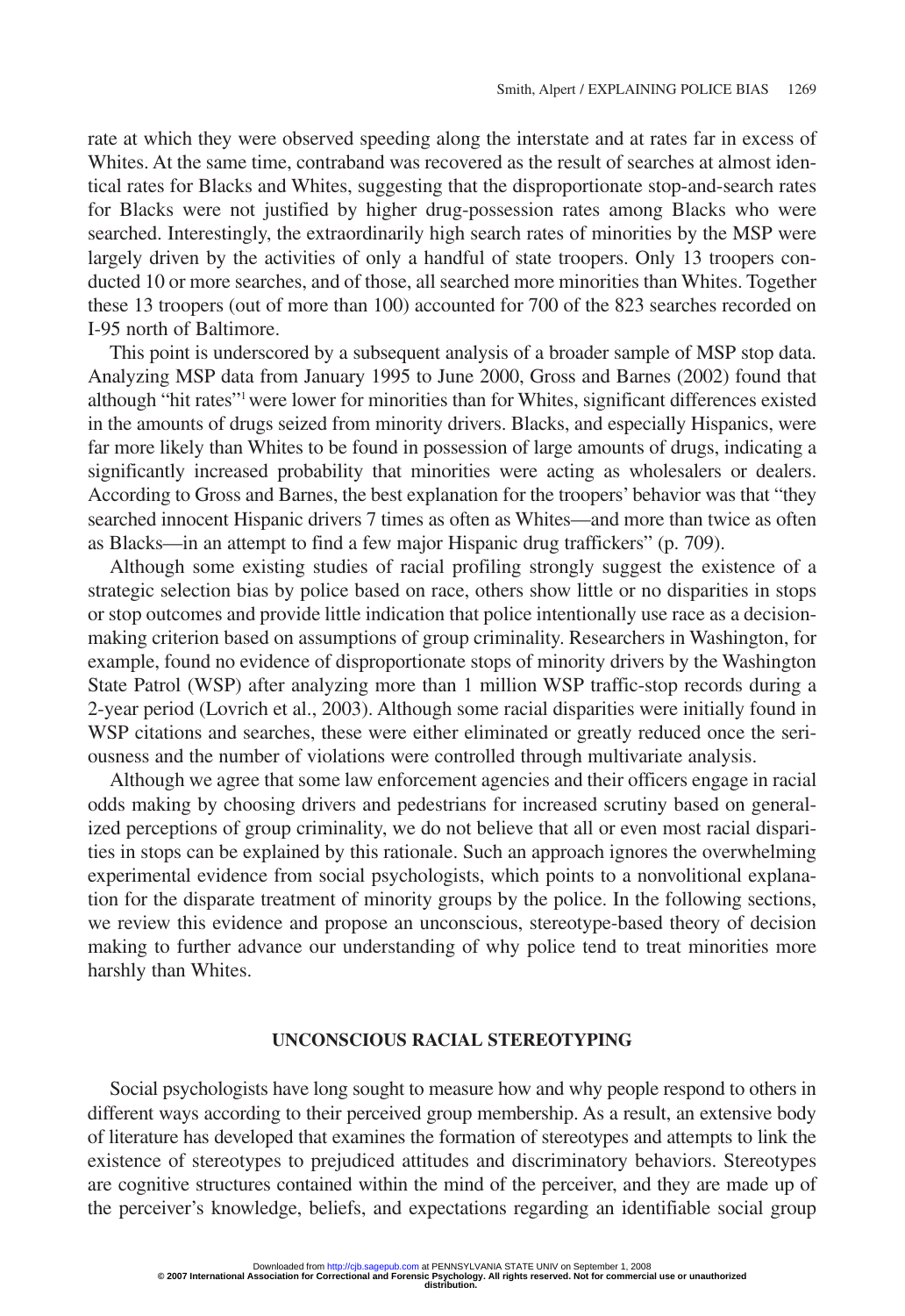rate at which they were observed speeding along the interstate and at rates far in excess of Whites. At the same time, contraband was recovered as the result of searches at almost identical rates for Blacks and Whites, suggesting that the disproportionate stop-and-search rates for Blacks were not justified by higher drug-possession rates among Blacks who were searched. Interestingly, the extraordinarily high search rates of minorities by the MSP were largely driven by the activities of only a handful of state troopers. Only 13 troopers conducted 10 or more searches, and of those, all searched more minorities than Whites. Together these 13 troopers (out of more than 100) accounted for 700 of the 823 searches recorded on I-95 north of Baltimore.

This point is underscored by a subsequent analysis of a broader sample of MSP stop data. Analyzing MSP data from January 1995 to June 2000, Gross and Barnes (2002) found that although "hit rates"[1] were lower for minorities than for Whites, significant differences existed in the amounts of drugs seized from minority drivers. Blacks, and especially Hispanics, were far more likely than Whites to be found in possession of large amounts of drugs, indicating a significantly increased probability that minorities were acting as wholesalers or dealers. According to Gross and Barnes, the best explanation for the troopers' behavior was that "they searched innocent Hispanic drivers 7 times as often as Whites—and more than twice as often as Blacks—in an attempt to find a few major Hispanic drug traffickers" (p. 709).

Although some existing studies of racial profiling strongly suggest the existence of a strategic selection bias by police based on race, others show little or no disparities in stops or stop outcomes and provide little indication that police intentionally use race as a decision-making criterion based on assumptions of group criminality. Researchers in Washington, for example, found no evidence of disproportionate stops of minority drivers by the Washington State Patrol (WSP) after analyzing more than 1 million WSP traffic-stop records during a 2-year period (Lovrich et al., 2003). Although some racial disparities were initially found in WSP citations and searches, these were either eliminated or greatly reduced once the seriousness and the number of violations were controlled through multivariate analysis.

Although we agree that some law enforcement agencies and their officers engage in racial odds making by choosing drivers and pedestrians for increased scrutiny based on generalized perceptions of group criminality, we do not believe that all or even most racial disparities in stops can be explained by this rationale. Such an approach ignores the overwhelming experimental evidence from social psychologists, which points to a nonvolitional explanation for the disparate treatment of minority groups by the police. In the following sections, we review this evidence and propose an unconscious, stereotype-based theory of decision making to further advance our understanding of why police tend to treat minorities more harshly than Whites.

## UNCONSCIOUS RACIAL STEREOTYPING

Social psychologists have long sought to measure how and why people respond to others in different ways according to their perceived group membership. As a result, an extensive body of literature has developed that examines the formation of stereotypes and attempts to link the existence of stereotypes to prejudiced attitudes and discriminatory behaviors. Stereotypes are cognitive structures contained within the mind of the perceiver, and they are made up of the perceiver's knowledge, beliefs, and expectations regarding an identifiable social group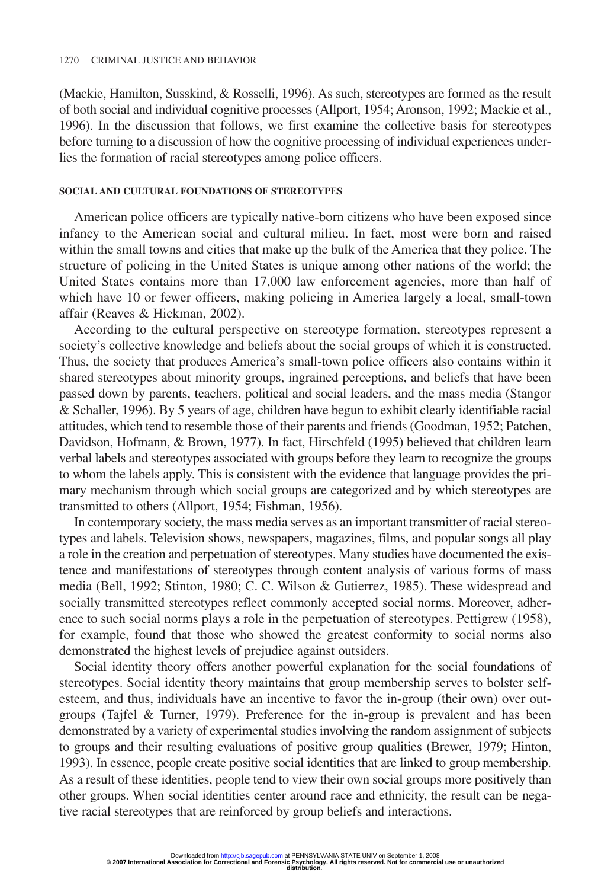(Mackie, Hamilton, Susskind, & Rosselli, 1996). As such, stereotypes are formed as the result of both social and individual cognitive processes (Allport, 1954; Aronson, 1992; Mackie et al., 1996). In the discussion that follows, we first examine the collective basis for stereotypes before turning to a discussion of how the cognitive processing of individual experiences underlies the formation of racial stereotypes among police officers.

### SOCIAL AND CULTURAL FOUNDATIONS OF STEREOTYPES

American police officers are typically native-born citizens who have been exposed since infancy to the American social and cultural milieu. In fact, most were born and raised within the small towns and cities that make up the bulk of the America that they police. The structure of policing in the United States is unique among other nations of the world; the United States contains more than 17,000 law enforcement agencies, more than half of which have 10 or fewer officers, making policing in America largely a local, small-town affair (Reaves & Hickman, 2002).

According to the cultural perspective on stereotype formation, stereotypes represent a society's collective knowledge and beliefs about the social groups of which it is constructed. Thus, the society that produces America's small-town police officers also contains within it shared stereotypes about minority groups, ingrained perceptions, and beliefs that have been passed down by parents, teachers, political and social leaders, and the mass media (Stangor & Schaller, 1996). By 5 years of age, children have begun to exhibit clearly identifiable racial attitudes, which tend to resemble those of their parents and friends (Goodman, 1952; Patchen, Davidson, Hofmann, & Brown, 1977). In fact, Hirschfeld (1995) believed that children learn verbal labels and stereotypes associated with groups before they learn to recognize the groups to whom the labels apply. This is consistent with the evidence that language provides the primary mechanism through which social groups are categorized and by which stereotypes are transmitted to others (Allport, 1954; Fishman, 1956).

In contemporary society, the mass media serves as an important transmitter of racial stereotypes and labels. Television shows, newspapers, magazines, films, and popular songs all play a role in the creation and perpetuation of stereotypes. Many studies have documented the existence and manifestations of stereotypes through content analysis of various forms of mass media (Bell, 1992; Stinton, 1980; C. C. Wilson & Gutierrez, 1985). These widespread and socially transmitted stereotypes reflect commonly accepted social norms. Moreover, adherence to such social norms plays a role in the perpetuation of stereotypes. Pettigrew (1958), for example, found that those who showed the greatest conformity to social norms also demonstrated the highest levels of prejudice against outsiders.

Social identity theory offers another powerful explanation for the social foundations of stereotypes. Social identity theory maintains that group membership serves to bolster self-esteem, and thus, individuals have an incentive to favor the in-group (their own) over out-groups (Tajfel & Turner, 1979). Preference for the in-group is prevalent and has been demonstrated by a variety of experimental studies involving the random assignment of subjects to groups and their resulting evaluations of positive group qualities (Brewer, 1979; Hinton, 1993). In essence, people create positive social identities that are linked to group membership. As a result of these identities, people tend to view their own social groups more positively than other groups. When social identities center around race and ethnicity, the result can be negative racial stereotypes that are reinforced by group beliefs and interactions.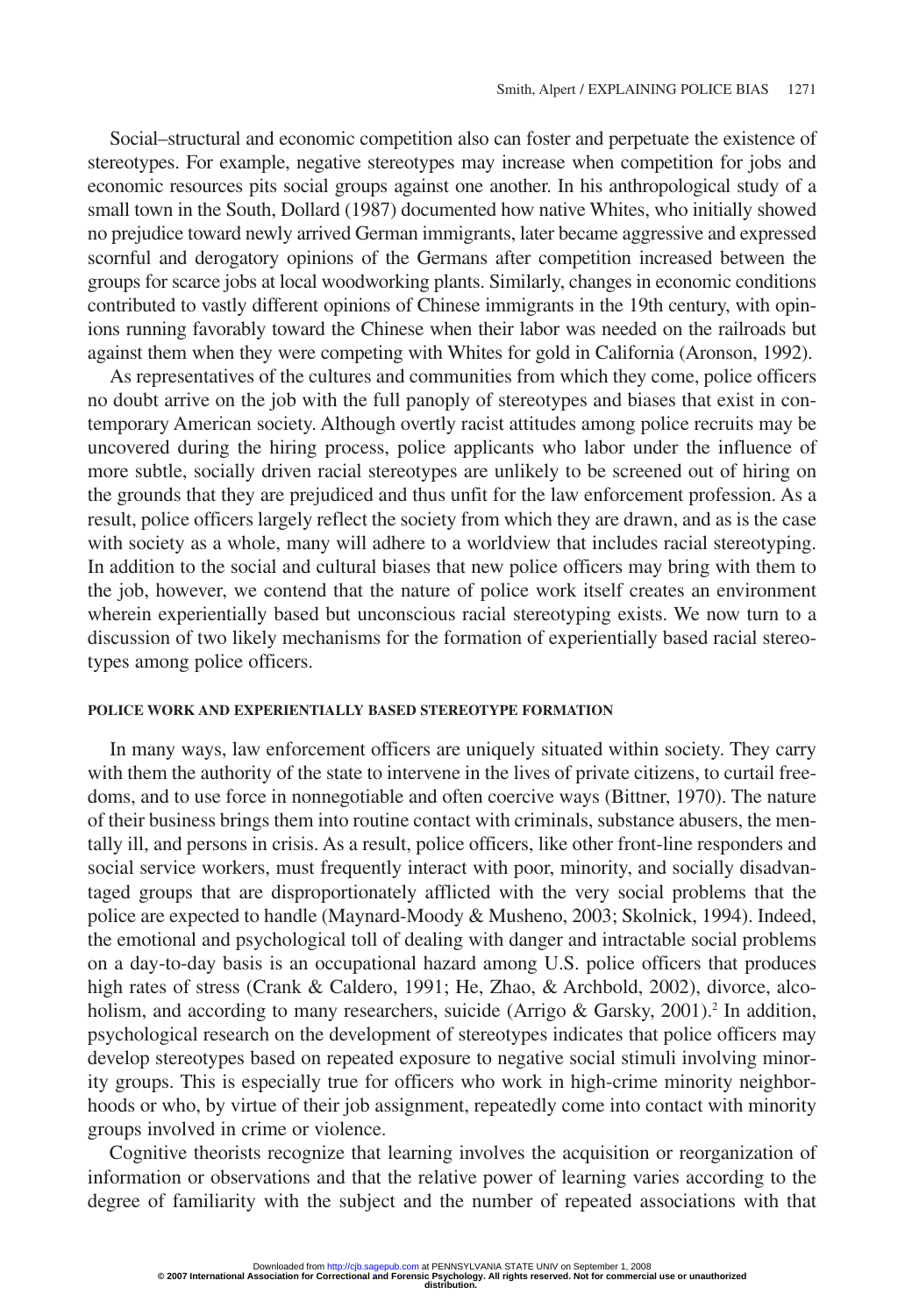Social–structural and economic competition also can foster and perpetuate the existence of stereotypes. For example, negative stereotypes may increase when competition for jobs and economic resources pits social groups against one another. In his anthropological study of a small town in the South, Dollard (1987) documented how native Whites, who initially showed no prejudice toward newly arrived German immigrants, later became aggressive and expressed scornful and derogatory opinions of the Germans after competition increased between the groups for scarce jobs at local woodworking plants. Similarly, changes in economic conditions contributed to vastly different opinions of Chinese immigrants in the 19th century, with opinions running favorably toward the Chinese when their labor was needed on the railroads but against them when they were competing with Whites for gold in California (Aronson, 1992).

As representatives of the cultures and communities from which they come, police officers no doubt arrive on the job with the full panoply of stereotypes and biases that exist in contemporary American society. Although overtly racist attitudes among police recruits may be uncovered during the hiring process, police applicants who labor under the influence of more subtle, socially driven racial stereotypes are unlikely to be screened out of hiring on the grounds that they are prejudiced and thus unfit for the law enforcement profession. As a result, police officers largely reflect the society from which they are drawn, and as is the case with society as a whole, many will adhere to a worldview that includes racial stereotyping. In addition to the social and cultural biases that new police officers may bring with them to the job, however, we contend that the nature of police work itself creates an environment wherein experientially based but unconscious racial stereotyping exists. We now turn to a discussion of two likely mechanisms for the formation of experientially based racial stereotypes among police officers.

### POLICE WORK AND EXPERIENTIALLY BASED STEREOTYPE FORMATION

In many ways, law enforcement officers are uniquely situated within society. They carry with them the authority of the state to intervene in the lives of private citizens, to curtail freedoms, and to use force in nonnegotiable and often coercive ways (Bittner, 1970). The nature of their business brings them into routine contact with criminals, substance abusers, the mentally ill, and persons in crisis. As a result, police officers, like other front-line responders and social service workers, must frequently interact with poor, minority, and socially disadvantaged groups that are disproportionately afflicted with the very social problems that the police are expected to handle (Maynard-Moody & Musheno, 2003; Skolnick, 1994). Indeed, the emotional and psychological toll of dealing with danger and intractable social problems on a day-to-day basis is an occupational hazard among U.S. police officers that produces high rates of stress (Crank & Caldero, 1991; He, Zhao, & Archbold, 2002), divorce, alcoholism, and according to many researchers, suicide (Arrigo & Garsky, 2001).[2] In addition, psychological research on the development of stereotypes indicates that police officers may develop stereotypes based on repeated exposure to negative social stimuli involving minority groups. This is especially true for officers who work in high-crime minority neighborhoods or who, by virtue of their job assignment, repeatedly come into contact with minority groups involved in crime or violence.

Cognitive theorists recognize that learning involves the acquisition or reorganization of information or observations and that the relative power of learning varies according to the degree of familiarity with the subject and the number of repeated associations with that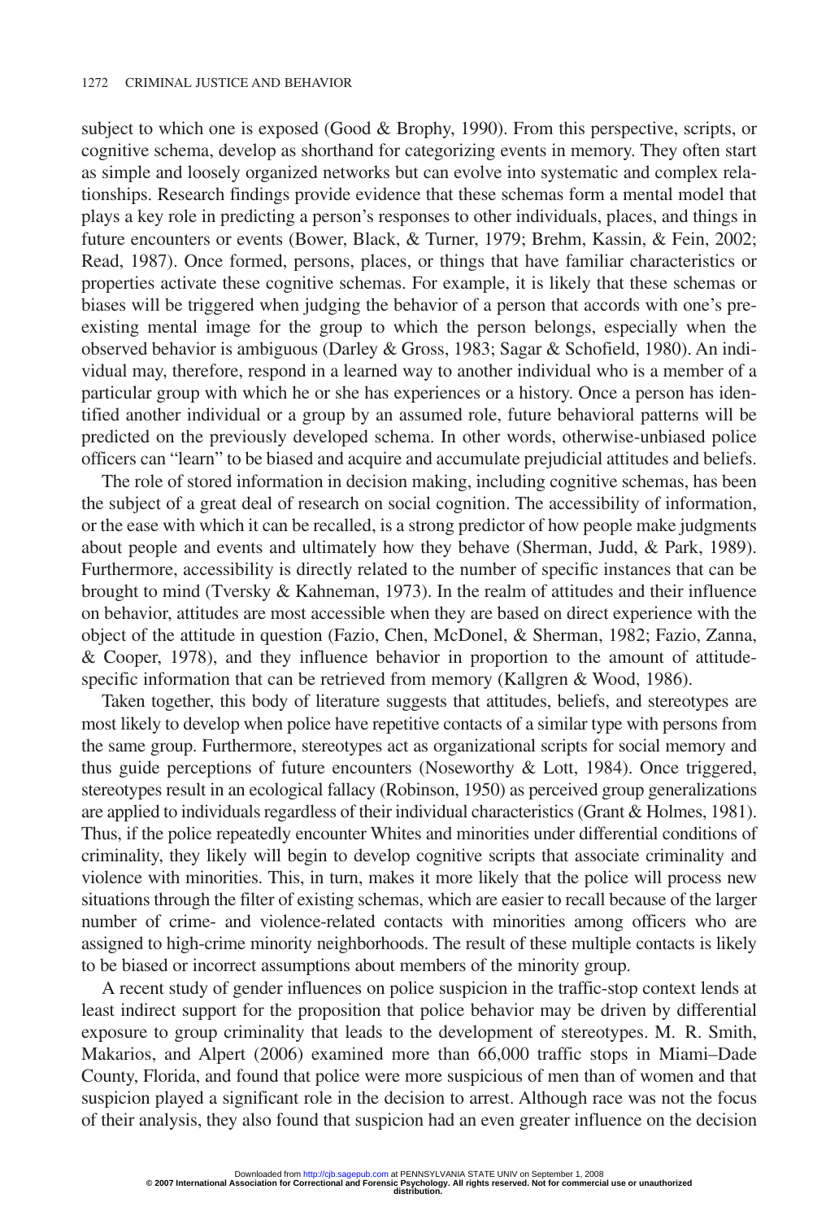subject to which one is exposed (Good & Brophy, 1990). From this perspective, scripts, or cognitive schema, develop as shorthand for categorizing events in memory. They often start as simple and loosely organized networks but can evolve into systematic and complex relationships. Research findings provide evidence that these schemas form a mental model that plays a key role in predicting a person's responses to other individuals, places, and things in future encounters or events (Bower, Black, & Turner, 1979; Brehm, Kassin, & Fein, 2002; Read, 1987). Once formed, persons, places, or things that have familiar characteristics or properties activate these cognitive schemas. For example, it is likely that these schemas or biases will be triggered when judging the behavior of a person that accords with one's preexisting mental image for the group to which the person belongs, especially when the observed behavior is ambiguous (Darley & Gross, 1983; Sagar & Schofield, 1980). An individual may, therefore, respond in a learned way to another individual who is a member of a particular group with which he or she has experiences or a history. Once a person has identified another individual or a group by an assumed role, future behavioral patterns will be predicted on the previously developed schema. In other words, otherwise-unbiased police officers can "learn" to be biased and acquire and accumulate prejudicial attitudes and beliefs.

The role of stored information in decision making, including cognitive schemas, has been the subject of a great deal of research on social cognition. The accessibility of information, or the ease with which it can be recalled, is a strong predictor of how people make judgments about people and events and ultimately how they behave (Sherman, Judd, & Park, 1989). Furthermore, accessibility is directly related to the number of specific instances that can be brought to mind (Tversky & Kahneman, 1973). In the realm of attitudes and their influence on behavior, attitudes are most accessible when they are based on direct experience with the object of the attitude in question (Fazio, Chen, McDonel, & Sherman, 1982; Fazio, Zanna, & Cooper, 1978), and they influence behavior in proportion to the amount of attitude-specific information that can be retrieved from memory (Kallgren & Wood, 1986).

Taken together, this body of literature suggests that attitudes, beliefs, and stereotypes are most likely to develop when police have repetitive contacts of a similar type with persons from the same group. Furthermore, stereotypes act as organizational scripts for social memory and thus guide perceptions of future encounters (Noseworthy & Lott, 1984). Once triggered, stereotypes result in an ecological fallacy (Robinson, 1950) as perceived group generalizations are applied to individuals regardless of their individual characteristics (Grant & Holmes, 1981). Thus, if the police repeatedly encounter Whites and minorities under differential conditions of criminality, they likely will begin to develop cognitive scripts that associate criminality and violence with minorities. This, in turn, makes it more likely that the police will process new situations through the filter of existing schemas, which are easier to recall because of the larger number of crime- and violence-related contacts with minorities among officers who are assigned to high-crime minority neighborhoods. The result of these multiple contacts is likely to be biased or incorrect assumptions about members of the minority group.

A recent study of gender influences on police suspicion in the traffic-stop context lends at least indirect support for the proposition that police behavior may be driven by differential exposure to group criminality that leads to the development of stereotypes. M. R. Smith, Makarios, and Alpert (2006) examined more than 66,000 traffic stops in Miami–Dade County, Florida, and found that police were more suspicious of men than of women and that suspicion played a significant role in the decision to arrest. Although race was not the focus of their analysis, they also found that suspicion had an even greater influence on the decision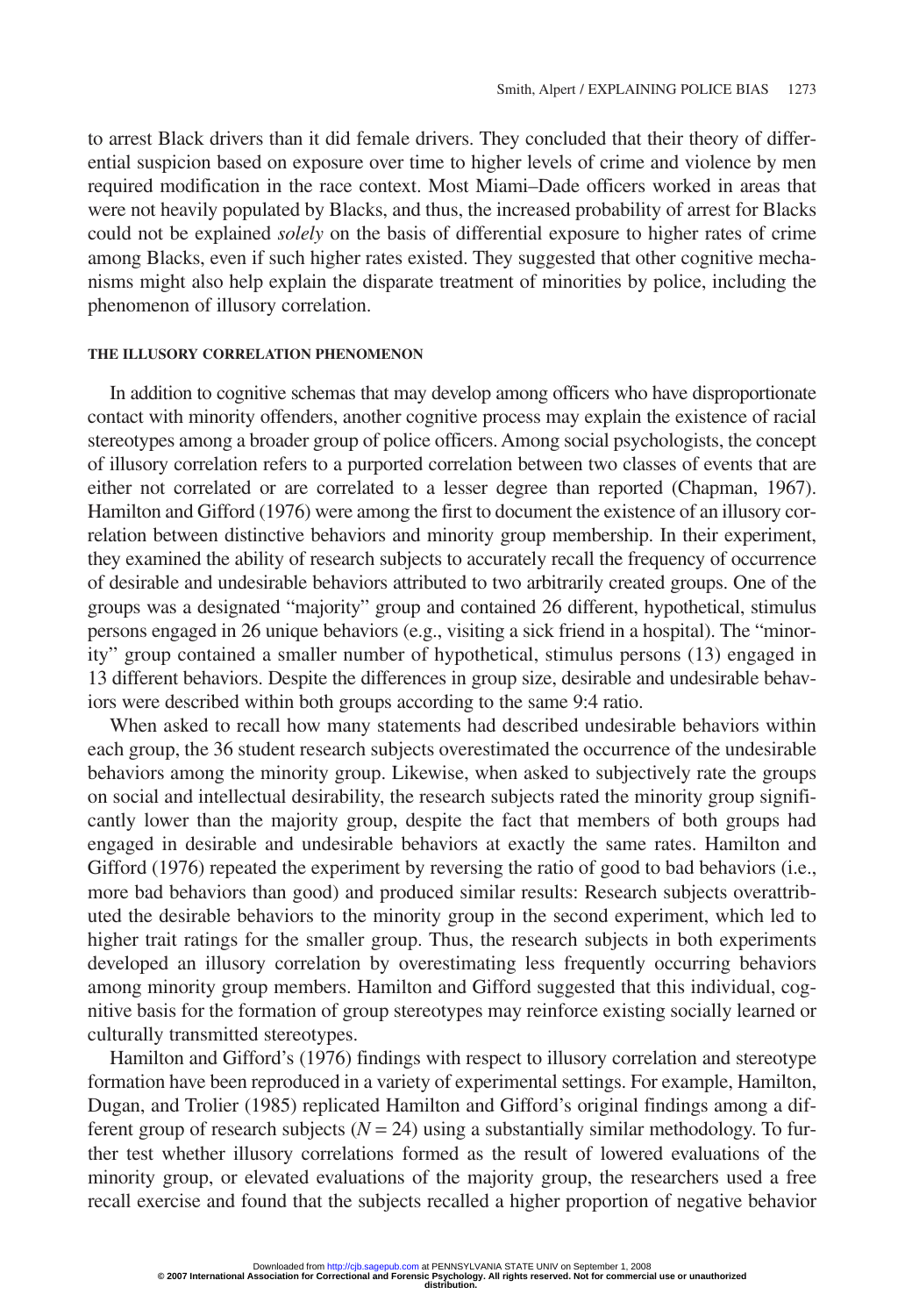to arrest Black drivers than it did female drivers. They concluded that their theory of differential suspicion based on exposure over time to higher levels of crime and violence by men required modification in the race context. Most Miami–Dade officers worked in areas that were not heavily populated by Blacks, and thus, the increased probability of arrest for Blacks could not be explained *solely* on the basis of differential exposure to higher rates of crime among Blacks, even if such higher rates existed. They suggested that other cognitive mechanisms might also help explain the disparate treatment of minorities by police, including the phenomenon of illusory correlation.

### THE ILLUSORY CORRELATION PHENOMENON

In addition to cognitive schemas that may develop among officers who have disproportionate contact with minority offenders, another cognitive process may explain the existence of racial stereotypes among a broader group of police officers. Among social psychologists, the concept of illusory correlation refers to a purported correlation between two classes of events that are either not correlated or are correlated to a lesser degree than reported (Chapman, 1967). Hamilton and Gifford (1976) were among the first to document the existence of an illusory correlation between distinctive behaviors and minority group membership. In their experiment, they examined the ability of research subjects to accurately recall the frequency of occurrence of desirable and undesirable behaviors attributed to two arbitrarily created groups. One of the groups was a designated "majority" group and contained 26 different, hypothetical, stimulus persons engaged in 26 unique behaviors (e.g., visiting a sick friend in a hospital). The "minority" group contained a smaller number of hypothetical, stimulus persons (13) engaged in 13 different behaviors. Despite the differences in group size, desirable and undesirable behaviors were described within both groups according to the same 9:4 ratio.

When asked to recall how many statements had described undesirable behaviors within each group, the 36 student research subjects overestimated the occurrence of the undesirable behaviors among the minority group. Likewise, when asked to subjectively rate the groups on social and intellectual desirability, the research subjects rated the minority group significantly lower than the majority group, despite the fact that members of both groups had engaged in desirable and undesirable behaviors at exactly the same rates. Hamilton and Gifford (1976) repeated the experiment by reversing the ratio of good to bad behaviors (i.e., more bad behaviors than good) and produced similar results: Research subjects overattributed the desirable behaviors to the minority group in the second experiment, which led to higher trait ratings for the smaller group. Thus, the research subjects in both experiments developed an illusory correlation by overestimating less frequently occurring behaviors among minority group members. Hamilton and Gifford suggested that this individual, cognitive basis for the formation of group stereotypes may reinforce existing socially learned or culturally transmitted stereotypes.

Hamilton and Gifford's (1976) findings with respect to illusory correlation and stereotype formation have been reproduced in a variety of experimental settings. For example, Hamilton, Dugan, and Trolier (1985) replicated Hamilton and Gifford's original findings among a different group of research subjects ($N = 24$) using a substantially similar methodology. To further test whether illusory correlations formed as the result of lowered evaluations of the minority group, or elevated evaluations of the majority group, the researchers used a free recall exercise and found that the subjects recalled a higher proportion of negative behavior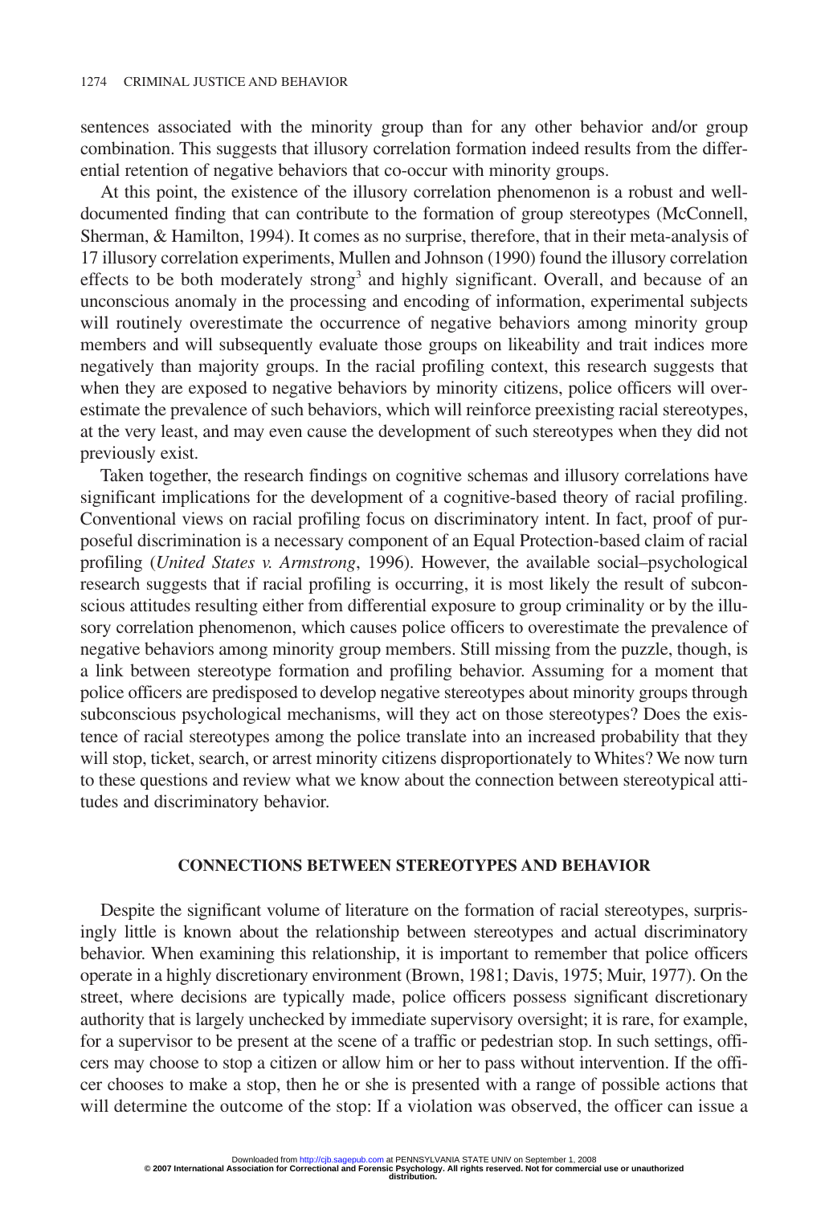sentences associated with the minority group than for any other behavior and/or group combination. This suggests that illusory correlation formation indeed results from the differential retention of negative behaviors that co-occur with minority groups.

At this point, the existence of the illusory correlation phenomenon is a robust and well-documented finding that can contribute to the formation of group stereotypes (McConnell, Sherman, & Hamilton, 1994). It comes as no surprise, therefore, that in their meta-analysis of 17 illusory correlation experiments, Mullen and Johnson (1990) found the illusory correlation effects to be both moderately strong[3] and highly significant. Overall, and because of an unconscious anomaly in the processing and encoding of information, experimental subjects will routinely overestimate the occurrence of negative behaviors among minority group members and will subsequently evaluate those groups on likeability and trait indices more negatively than majority groups. In the racial profiling context, this research suggests that when they are exposed to negative behaviors by minority citizens, police officers will overestimate the prevalence of such behaviors, which will reinforce preexisting racial stereotypes, at the very least, and may even cause the development of such stereotypes when they did not previously exist.

Taken together, the research findings on cognitive schemas and illusory correlations have significant implications for the development of a cognitive-based theory of racial profiling. Conventional views on racial profiling focus on discriminatory intent. In fact, proof of purposeful discrimination is a necessary component of an Equal Protection-based claim of racial profiling (*United States v. Armstrong*, 1996). However, the available social–psychological research suggests that if racial profiling is occurring, it is most likely the result of subconscious attitudes resulting either from differential exposure to group criminality or by the illusory correlation phenomenon, which causes police officers to overestimate the prevalence of negative behaviors among minority group members. Still missing from the puzzle, though, is a link between stereotype formation and profiling behavior. Assuming for a moment that police officers are predisposed to develop negative stereotypes about minority groups through subconscious psychological mechanisms, will they act on those stereotypes? Does the existence of racial stereotypes among the police translate into an increased probability that they will stop, ticket, search, or arrest minority citizens disproportionately to Whites? We now turn to these questions and review what we know about the connection between stereotypical attitudes and discriminatory behavior.

## CONNECTIONS BETWEEN STEREOTYPES AND BEHAVIOR

Despite the significant volume of literature on the formation of racial stereotypes, surprisingly little is known about the relationship between stereotypes and actual discriminatory behavior. When examining this relationship, it is important to remember that police officers operate in a highly discretionary environment (Brown, 1981; Davis, 1975; Muir, 1977). On the street, where decisions are typically made, police officers possess significant discretionary authority that is largely unchecked by immediate supervisory oversight; it is rare, for example, for a supervisor to be present at the scene of a traffic or pedestrian stop. In such settings, officers may choose to stop a citizen or allow him or her to pass without intervention. If the officer chooses to make a stop, then he or she is presented with a range of possible actions that will determine the outcome of the stop: If a violation was observed, the officer can issue a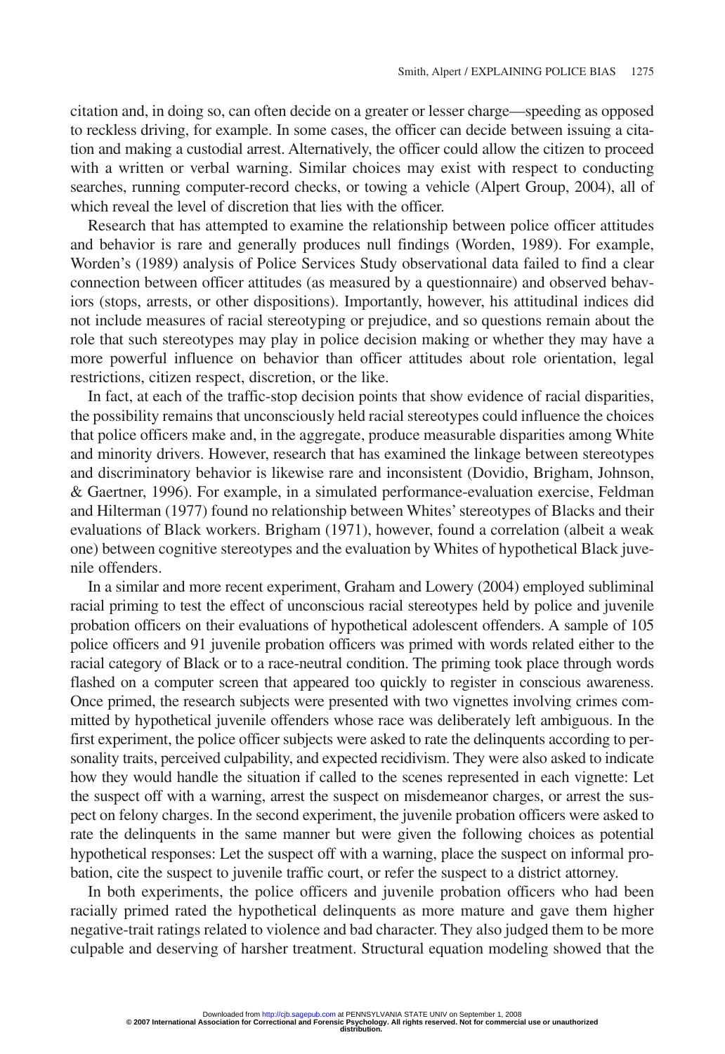citation and, in doing so, can often decide on a greater or lesser charge—speeding as opposed to reckless driving, for example. In some cases, the officer can decide between issuing a citation and making a custodial arrest. Alternatively, the officer could allow the citizen to proceed with a written or verbal warning. Similar choices may exist with respect to conducting searches, running computer-record checks, or towing a vehicle (Alpert Group, 2004), all of which reveal the level of discretion that lies with the officer.

Research that has attempted to examine the relationship between police officer attitudes and behavior is rare and generally produces null findings (Worden, 1989). For example, Worden's (1989) analysis of Police Services Study observational data failed to find a clear connection between officer attitudes (as measured by a questionnaire) and observed behaviors (stops, arrests, or other dispositions). Importantly, however, his attitudinal indices did not include measures of racial stereotyping or prejudice, and so questions remain about the role that such stereotypes may play in police decision making or whether they may have a more powerful influence on behavior than officer attitudes about role orientation, legal restrictions, citizen respect, discretion, or the like.

In fact, at each of the traffic-stop decision points that show evidence of racial disparities, the possibility remains that unconsciously held racial stereotypes could influence the choices that police officers make and, in the aggregate, produce measurable disparities among White and minority drivers. However, research that has examined the linkage between stereotypes and discriminatory behavior is likewise rare and inconsistent (Dovidio, Brigham, Johnson, & Gaertner, 1996). For example, in a simulated performance-evaluation exercise, Feldman and Hilterman (1977) found no relationship between Whites' stereotypes of Blacks and their evaluations of Black workers. Brigham (1971), however, found a correlation (albeit a weak one) between cognitive stereotypes and the evaluation by Whites of hypothetical Black juvenile offenders.

In a similar and more recent experiment, Graham and Lowery (2004) employed subliminal racial priming to test the effect of unconscious racial stereotypes held by police and juvenile probation officers on their evaluations of hypothetical adolescent offenders. A sample of 105 police officers and 91 juvenile probation officers was primed with words related either to the racial category of Black or to a race-neutral condition. The priming took place through words flashed on a computer screen that appeared too quickly to register in conscious awareness. Once primed, the research subjects were presented with two vignettes involving crimes committed by hypothetical juvenile offenders whose race was deliberately left ambiguous. In the first experiment, the police officer subjects were asked to rate the delinquents according to personality traits, perceived culpability, and expected recidivism. They were also asked to indicate how they would handle the situation if called to the scenes represented in each vignette: Let the suspect off with a warning, arrest the suspect on misdemeanor charges, or arrest the suspect on felony charges. In the second experiment, the juvenile probation officers were asked to rate the delinquents in the same manner but were given the following choices as potential hypothetical responses: Let the suspect off with a warning, place the suspect on informal probation, cite the suspect to juvenile traffic court, or refer the suspect to a district attorney.

In both experiments, the police officers and juvenile probation officers who had been racially primed rated the hypothetical delinquents as more mature and gave them higher negative-trait ratings related to violence and bad character. They also judged them to be more culpable and deserving of harsher treatment. Structural equation modeling showed that the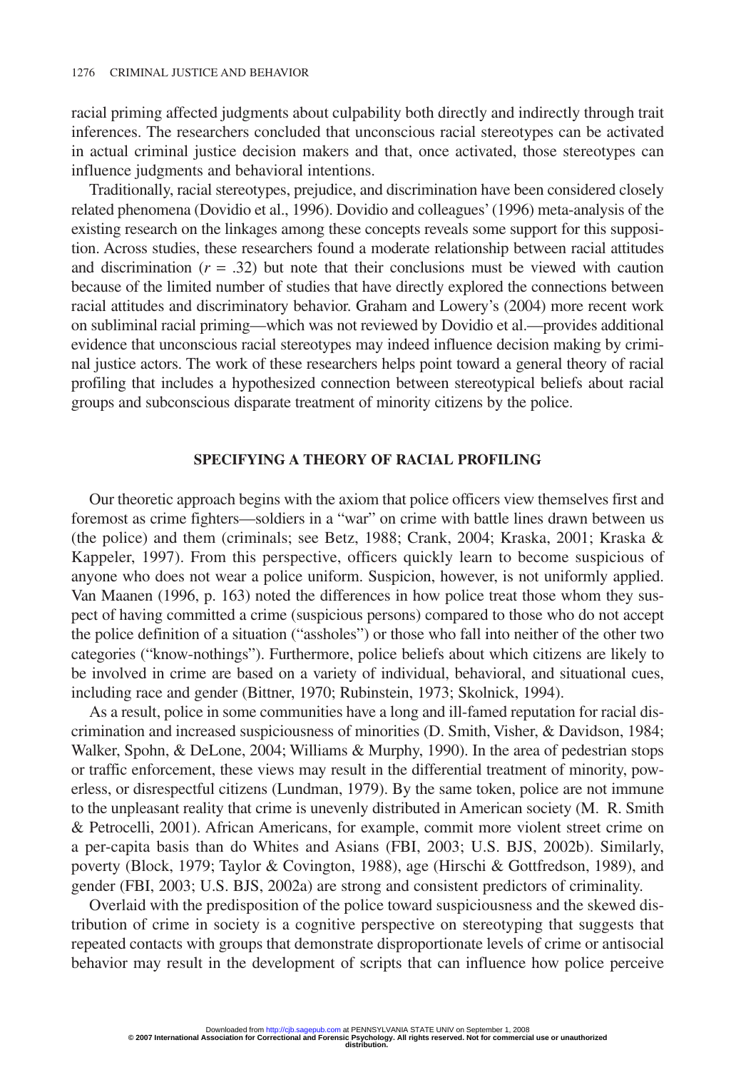racial priming affected judgments about culpability both directly and indirectly through trait inferences. The researchers concluded that unconscious racial stereotypes can be activated in actual criminal justice decision makers and that, once activated, those stereotypes can influence judgments and behavioral intentions.

Traditionally, racial stereotypes, prejudice, and discrimination have been considered closely related phenomena (Dovidio et al., 1996). Dovidio and colleagues' (1996) meta-analysis of the existing research on the linkages among these concepts reveals some support for this supposition. Across studies, these researchers found a moderate relationship between racial attitudes and discrimination ($r = .32$) but note that their conclusions must be viewed with caution because of the limited number of studies that have directly explored the connections between racial attitudes and discriminatory behavior. Graham and Lowery's (2004) more recent work on subliminal racial priming—which was not reviewed by Dovidio et al.—provides additional evidence that unconscious racial stereotypes may indeed influence decision making by criminal justice actors. The work of these researchers helps point toward a general theory of racial profiling that includes a hypothesized connection between stereotypical beliefs about racial groups and subconscious disparate treatment of minority citizens by the police.

## SPECIFYING A THEORY OF RACIAL PROFILING

Our theoretic approach begins with the axiom that police officers view themselves first and foremost as crime fighters—soldiers in a "war" on crime with battle lines drawn between us (the police) and them (criminals; see Betz, 1988; Crank, 2004; Kraska, 2001; Kraska & Kappeler, 1997). From this perspective, officers quickly learn to become suspicious of anyone who does not wear a police uniform. Suspicion, however, is not uniformly applied. Van Maanen (1996, p. 163) noted the differences in how police treat those whom they suspect of having committed a crime (suspicious persons) compared to those who do not accept the police definition of a situation ("assholes") or those who fall into neither of the other two categories ("know-nothings"). Furthermore, police beliefs about which citizens are likely to be involved in crime are based on a variety of individual, behavioral, and situational cues, including race and gender (Bittner, 1970; Rubinstein, 1973; Skolnick, 1994).

As a result, police in some communities have a long and ill-famed reputation for racial discrimination and increased suspiciousness of minorities (D. Smith, Visher, & Davidson, 1984; Walker, Spohn, & DeLone, 2004; Williams & Murphy, 1990). In the area of pedestrian stops or traffic enforcement, these views may result in the differential treatment of minority, powerless, or disrespectful citizens (Lundman, 1979). By the same token, police are not immune to the unpleasant reality that crime is unevenly distributed in American society (M. R. Smith & Petrocelli, 2001). African Americans, for example, commit more violent street crime on a per-capita basis than do Whites and Asians (FBI, 2003; U.S. BJS, 2002b). Similarly, poverty (Block, 1979; Taylor & Covington, 1988), age (Hirschi & Gottfredson, 1989), and gender (FBI, 2003; U.S. BJS, 2002a) are strong and consistent predictors of criminality.

Overlaid with the predisposition of the police toward suspiciousness and the skewed distribution of crime in society is a cognitive perspective on stereotyping that suggests that repeated contacts with groups that demonstrate disproportionate levels of crime or antisocial behavior may result in the development of scripts that can influence how police perceive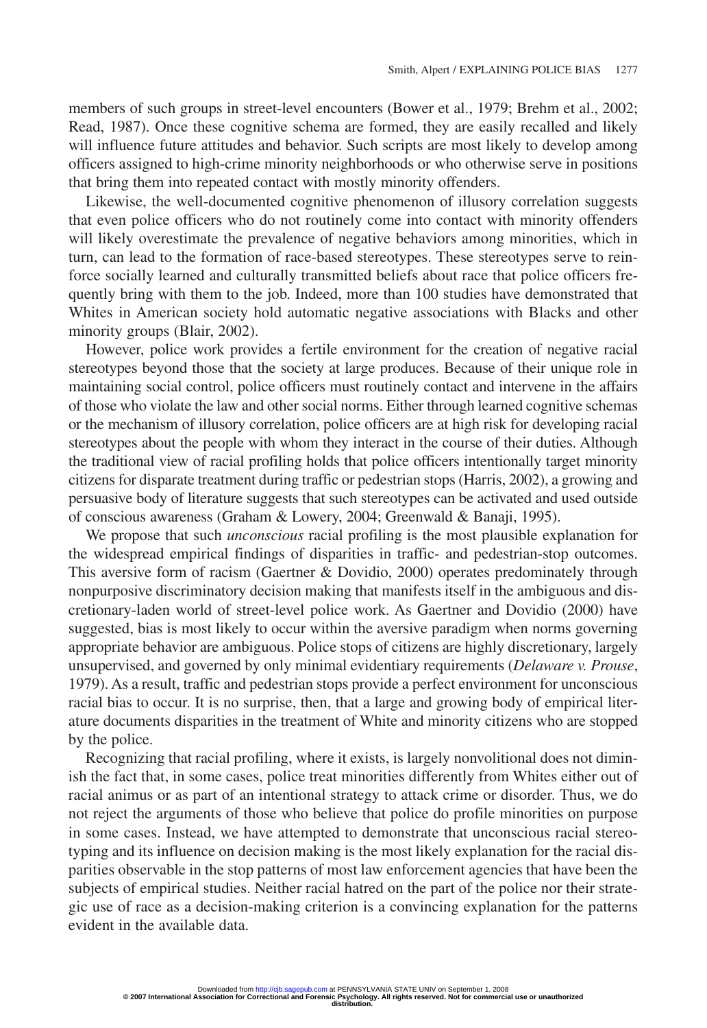members of such groups in street-level encounters (Bower et al., 1979; Brehm et al., 2002; Read, 1987). Once these cognitive schema are formed, they are easily recalled and likely will influence future attitudes and behavior. Such scripts are most likely to develop among officers assigned to high-crime minority neighborhoods or who otherwise serve in positions that bring them into repeated contact with mostly minority offenders.

Likewise, the well-documented cognitive phenomenon of illusory correlation suggests that even police officers who do not routinely come into contact with minority offenders will likely overestimate the prevalence of negative behaviors among minorities, which in turn, can lead to the formation of race-based stereotypes. These stereotypes serve to reinforce socially learned and culturally transmitted beliefs about race that police officers frequently bring with them to the job. Indeed, more than 100 studies have demonstrated that Whites in American society hold automatic negative associations with Blacks and other minority groups (Blair, 2002).

However, police work provides a fertile environment for the creation of negative racial stereotypes beyond those that the society at large produces. Because of their unique role in maintaining social control, police officers must routinely contact and intervene in the affairs of those who violate the law and other social norms. Either through learned cognitive schemas or the mechanism of illusory correlation, police officers are at high risk for developing racial stereotypes about the people with whom they interact in the course of their duties. Although the traditional view of racial profiling holds that police officers intentionally target minority citizens for disparate treatment during traffic or pedestrian stops (Harris, 2002), a growing and persuasive body of literature suggests that such stereotypes can be activated and used outside of conscious awareness (Graham & Lowery, 2004; Greenwald & Banaji, 1995).

We propose that such *unconscious* racial profiling is the most plausible explanation for the widespread empirical findings of disparities in traffic- and pedestrian-stop outcomes. This aversive form of racism (Gaertner & Dovidio, 2000) operates predominately through nonpurposive discriminatory decision making that manifests itself in the ambiguous and discretionary-laden world of street-level police work. As Gaertner and Dovidio (2000) have suggested, bias is most likely to occur within the aversive paradigm when norms governing appropriate behavior are ambiguous. Police stops of citizens are highly discretionary, largely unsupervised, and governed by only minimal evidentiary requirements (*Delaware v. Prouse*, 1979). As a result, traffic and pedestrian stops provide a perfect environment for unconscious racial bias to occur. It is no surprise, then, that a large and growing body of empirical literature documents disparities in the treatment of White and minority citizens who are stopped by the police.

Recognizing that racial profiling, where it exists, is largely nonvolitional does not diminish the fact that, in some cases, police treat minorities differently from Whites either out of racial animus or as part of an intentional strategy to attack crime or disorder. Thus, we do not reject the arguments of those who believe that police do profile minorities on purpose in some cases. Instead, we have attempted to demonstrate that unconscious racial stereotyping and its influence on decision making is the most likely explanation for the racial disparities observable in the stop patterns of most law enforcement agencies that have been the subjects of empirical studies. Neither racial hatred on the part of the police nor their strategic use of race as a decision-making criterion is a convincing explanation for the patterns evident in the available data.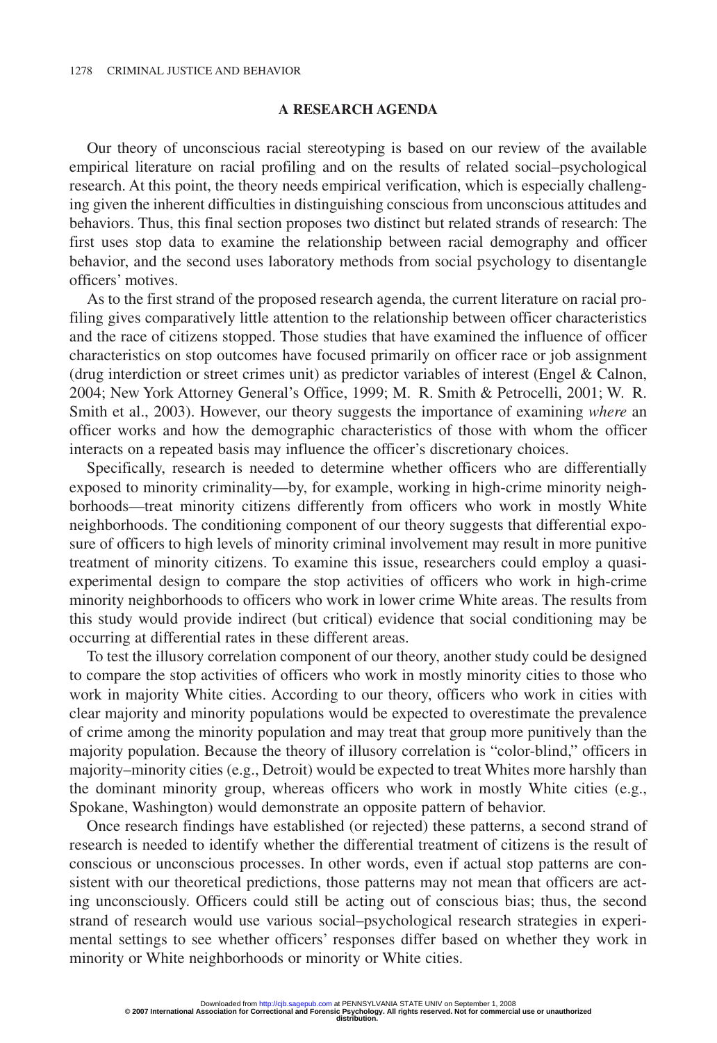## A RESEARCH AGENDA

Our theory of unconscious racial stereotyping is based on our review of the available empirical literature on racial profiling and on the results of related social–psychological research. At this point, the theory needs empirical verification, which is especially challenging given the inherent difficulties in distinguishing conscious from unconscious attitudes and behaviors. Thus, this final section proposes two distinct but related strands of research: The first uses stop data to examine the relationship between racial demography and officer behavior, and the second uses laboratory methods from social psychology to disentangle officers' motives.

As to the first strand of the proposed research agenda, the current literature on racial profiling gives comparatively little attention to the relationship between officer characteristics and the race of citizens stopped. Those studies that have examined the influence of officer characteristics on stop outcomes have focused primarily on officer race or job assignment (drug interdiction or street crimes unit) as predictor variables of interest (Engel & Calnon, 2004; New York Attorney General's Office, 1999; M. R. Smith & Petrocelli, 2001; W. R. Smith et al., 2003). However, our theory suggests the importance of examining *where* an officer works and how the demographic characteristics of those with whom the officer interacts on a repeated basis may influence the officer's discretionary choices.

Specifically, research is needed to determine whether officers who are differentially exposed to minority criminality—by, for example, working in high-crime minority neighborhoods—treat minority citizens differently from officers who work in mostly White neighborhoods. The conditioning component of our theory suggests that differential exposure of officers to high levels of minority criminal involvement may result in more punitive treatment of minority citizens. To examine this issue, researchers could employ a quasi-experimental design to compare the stop activities of officers who work in high-crime minority neighborhoods to officers who work in lower crime White areas. The results from this study would provide indirect (but critical) evidence that social conditioning may be occurring at differential rates in these different areas.

To test the illusory correlation component of our theory, another study could be designed to compare the stop activities of officers who work in mostly minority cities to those who work in majority White cities. According to our theory, officers who work in cities with clear majority and minority populations would be expected to overestimate the prevalence of crime among the minority population and may treat that group more punitively than the majority population. Because the theory of illusory correlation is "color-blind," officers in majority–minority cities (e.g., Detroit) would be expected to treat Whites more harshly than the dominant minority group, whereas officers who work in mostly White cities (e.g., Spokane, Washington) would demonstrate an opposite pattern of behavior.

Once research findings have established (or rejected) these patterns, a second strand of research is needed to identify whether the differential treatment of citizens is the result of conscious or unconscious processes. In other words, even if actual stop patterns are consistent with our theoretical predictions, those patterns may not mean that officers are acting unconsciously. Officers could still be acting out of conscious bias; thus, the second strand of research would use various social–psychological research strategies in experimental settings to see whether officers' responses differ based on whether they work in minority or White neighborhoods or minority or White cities.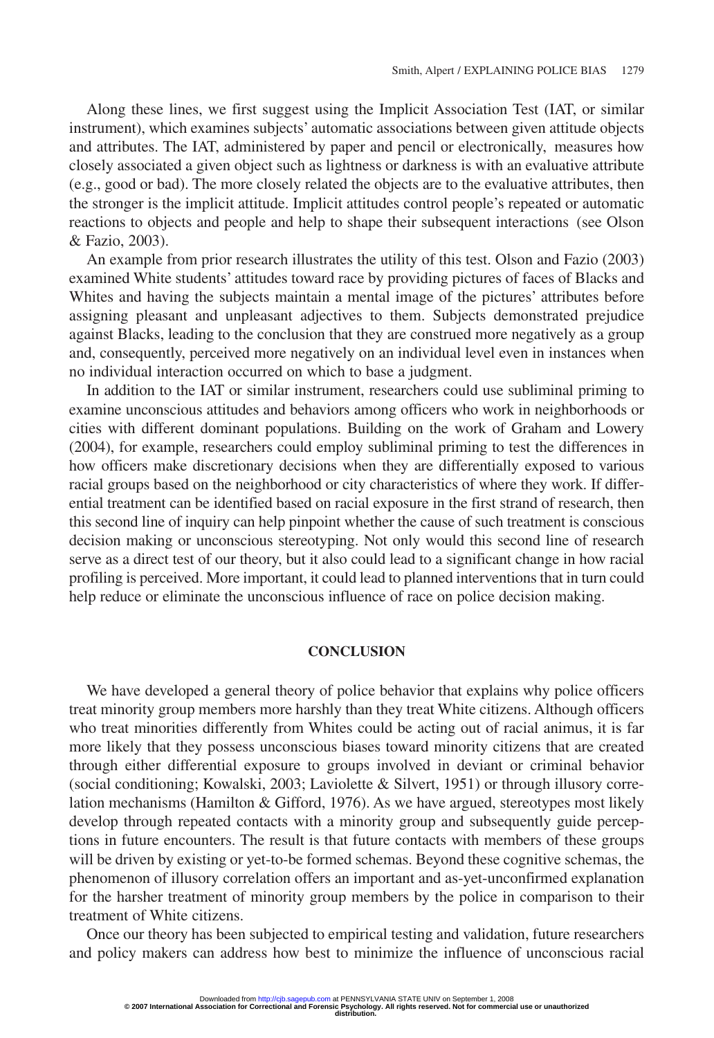Along these lines, we first suggest using the Implicit Association Test (IAT, or similar instrument), which examines subjects' automatic associations between given attitude objects and attributes. The IAT, administered by paper and pencil or electronically, measures how closely associated a given object such as lightness or darkness is with an evaluative attribute (e.g., good or bad). The more closely related the objects are to the evaluative attributes, then the stronger is the implicit attitude. Implicit attitudes control people's repeated or automatic reactions to objects and people and help to shape their subsequent interactions (see Olson & Fazio, 2003).

An example from prior research illustrates the utility of this test. Olson and Fazio (2003) examined White students' attitudes toward race by providing pictures of faces of Blacks and Whites and having the subjects maintain a mental image of the pictures' attributes before assigning pleasant and unpleasant adjectives to them. Subjects demonstrated prejudice against Blacks, leading to the conclusion that they are construed more negatively as a group and, consequently, perceived more negatively on an individual level even in instances when no individual interaction occurred on which to base a judgment.

In addition to the IAT or similar instrument, researchers could use subliminal priming to examine unconscious attitudes and behaviors among officers who work in neighborhoods or cities with different dominant populations. Building on the work of Graham and Lowery (2004), for example, researchers could employ subliminal priming to test the differences in how officers make discretionary decisions when they are differentially exposed to various racial groups based on the neighborhood or city characteristics of where they work. If differential treatment can be identified based on racial exposure in the first strand of research, then this second line of inquiry can help pinpoint whether the cause of such treatment is conscious decision making or unconscious stereotyping. Not only would this second line of research serve as a direct test of our theory, but it also could lead to a significant change in how racial profiling is perceived. More important, it could lead to planned interventions that in turn could help reduce or eliminate the unconscious influence of race on police decision making.

## CONCLUSION

We have developed a general theory of police behavior that explains why police officers treat minority group members more harshly than they treat White citizens. Although officers who treat minorities differently from Whites could be acting out of racial animus, it is far more likely that they possess unconscious biases toward minority citizens that are created through either differential exposure to groups involved in deviant or criminal behavior (social conditioning; Kowalski, 2003; Laviolette & Silvert, 1951) or through illusory correlation mechanisms (Hamilton & Gifford, 1976). As we have argued, stereotypes most likely develop through repeated contacts with a minority group and subsequently guide perceptions in future encounters. The result is that future contacts with members of these groups will be driven by existing or yet-to-be formed schemas. Beyond these cognitive schemas, the phenomenon of illusory correlation offers an important and as-yet-unconfirmed explanation for the harsher treatment of minority group members by the police in comparison to their treatment of White citizens.

Once our theory has been subjected to empirical testing and validation, future researchers and policy makers can address how best to minimize the influence of unconscious racial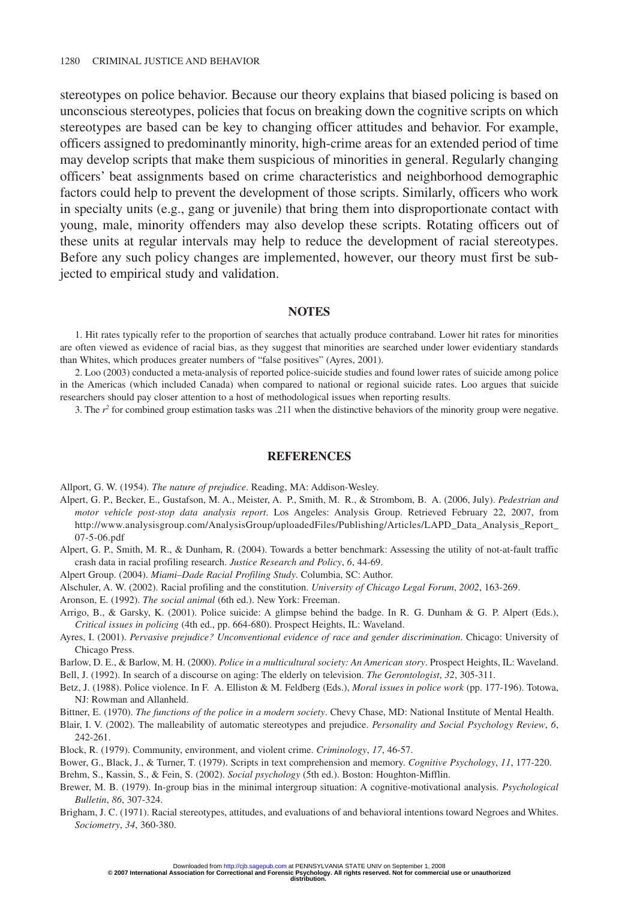stereotypes on police behavior. Because our theory explains that biased policing is based on unconscious stereotypes, policies that focus on breaking down the cognitive scripts on which stereotypes are based can be key to changing officer attitudes and behavior. For example, officers assigned to predominantly minority, high-crime areas for an extended period of time may develop scripts that make them suspicious of minorities in general. Regularly changing officers' beat assignments based on crime characteristics and neighborhood demographic factors could help to prevent the development of those scripts. Similarly, officers who work in specialty units (e.g., gang or juvenile) that bring them into disproportionate contact with young, male, minority offenders may also develop these scripts. Rotating officers out of these units at regular intervals may help to reduce the development of racial stereotypes. Before any such policy changes are implemented, however, our theory must first be subjected to empirical study and validation.

## NOTES

1. Hit rates typically refer to the proportion of searches that actually produce contraband. Lower hit rates for minorities are often viewed as evidence of racial bias, as they suggest that minorities are searched under lower evidentiary standards than Whites, which produces greater numbers of "false positives" (Ayres, 2001).

2. Loo (2003) conducted a meta-analysis of reported police-suicide studies and found lower rates of suicide among police in the Americas (which included Canada) when compared to national or regional suicide rates. Loo argues that suicide researchers should pay closer attention to a host of methodological issues when reporting results.

3. The $r^2$ for combined group estimation tasks was .211 when the distinctive behaviors of the minority group were negative.

## REFERENCES

Allport, G. W. (1954). *The nature of prejudice*. Reading, MA: Addison-Wesley.

Alpert, G. P., Becker, E., Gustafson, M. A., Meister, A. P., Smith, M. R., & Strombom, B. A. (2006, July). *Pedestrian and motor vehicle post-stop data analysis report*. Los Angeles: Analysis Group. Retrieved February 22, 2007, from http://www.analysisgroup.com/AnalysisGroup/uploadedFiles/Publishing/Articles/LAPD_Data_Analysis_Report_07-5-06.pdf

Alpert, G. P., Smith, M. R., & Dunham, R. (2004). Towards a better benchmark: Assessing the utility of not-at-fault traffic crash data in racial profiling research. *Justice Research and Policy*, *6*, 44-69.

Alpert Group. (2004). *Miami–Dade Racial Profiling Study*. Columbia, SC: Author.

Alschuler, A. W. (2002). Racial profiling and the constitution. *University of Chicago Legal Forum*, *2002*, 163-269.

Aronson, E. (1992). *The social animal* (6th ed.). New York: Freeman.

Arrigo, B., & Garsky, K. (2001). Police suicide: A glimpse behind the badge. In R. G. Dunham & G. P. Alpert (Eds.), *Critical issues in policing* (4th ed., pp. 664-680). Prospect Heights, IL: Waveland.

Ayres, I. (2001). *Pervasive prejudice? Unconventional evidence of race and gender discrimination*. Chicago: University of Chicago Press.

Barlow, D. E., & Barlow, M. H. (2000). *Police in a multicultural society: An American story*. Prospect Heights, IL: Waveland.

Bell, J. (1992). In search of a discourse on aging: The elderly on television. *The Gerontologist*, *32*, 305-311.

Betz, J. (1988). Police violence. In F. A. Elliston & M. Feldberg (Eds.), *Moral issues in police work* (pp. 177-196). Totowa, NJ: Rowman and Allanheld.

Bittner, E. (1970). *The functions of the police in a modern society*. Chevy Chase, MD: National Institute of Mental Health.

Blair, I. V. (2002). The malleability of automatic stereotypes and prejudice. *Personality and Social Psychology Review*, *6*, 242-261.

Block, R. (1979). Community, environment, and violent crime. *Criminology*, *17*, 46-57.

Bower, G., Black, J., & Turner, T. (1979). Scripts in text comprehension and memory. *Cognitive Psychology*, *11*, 177-220.

Brehm, S., Kassin, S., & Fein, S. (2002). *Social psychology* (5th ed.). Boston: Houghton-Mifflin.

Brewer, M. B. (1979). In-group bias in the minimal intergroup situation: A cognitive-motivational analysis. *Psychological Bulletin*, *86*, 307-324.

Brigham, J. C. (1971). Racial stereotypes, attitudes, and evaluations of and behavioral intentions toward Negroes and Whites. *Sociometry*, *34*, 360-380.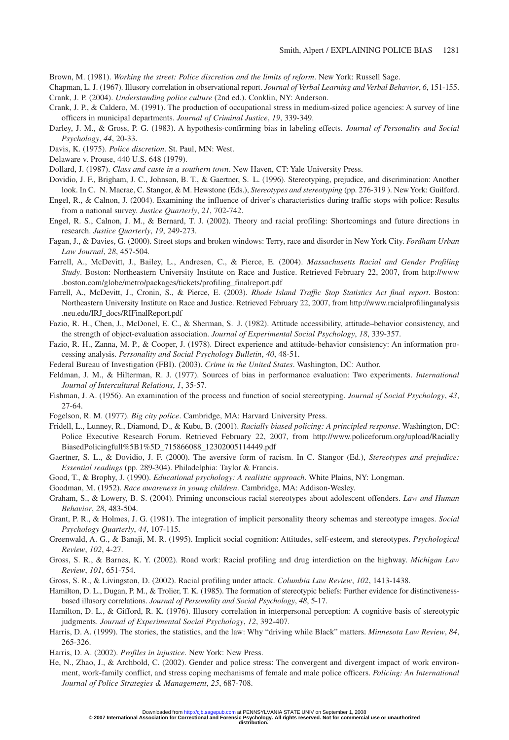Brown, M. (1981). *Working the street: Police discretion and the limits of reform*. New York: Russell Sage.

Chapman, L. J. (1967). Illusory correlation in observational report. *Journal of Verbal Learning and Verbal Behavior*, *6*, 151-155.

Crank, J. P. (2004). *Understanding police culture* (2nd ed.). Conklin, NY: Anderson.

Crank, J. P., & Caldero, M. (1991). The production of occupational stress in medium-sized police agencies: A survey of line officers in municipal departments. *Journal of Criminal Justice*, *19*, 339-349.

Darley, J. M., & Gross, P. G. (1983). A hypothesis-confirming bias in labeling effects. *Journal of Personality and Social Psychology*, *44*, 20-33.

Davis, K. (1975). *Police discretion*. St. Paul, MN: West.

Delaware v. Prouse, 440 U.S. 648 (1979).

Dollard, J. (1987). *Class and caste in a southern town*. New Haven, CT: Yale University Press.

Dovidio, J. F., Brigham, J. C., Johnson, B. T., & Gaertner, S. L. (1996). Stereotyping, prejudice, and discrimination: Another look. In C. N. Macrae, C. Stangor, & M. Hewstone (Eds.), *Stereotypes and stereotyping* (pp. 276-319 ). New York: Guilford.

Engel, R., & Calnon, J. (2004). Examining the influence of driver's characteristics during traffic stops with police: Results from a national survey. *Justice Quarterly*, *21*, 702-742.

Engel, R. S., Calnon, J. M., & Bernard, T. J. (2002). Theory and racial profiling: Shortcomings and future directions in research. *Justice Quarterly*, *19*, 249-273.

Fagan, J., & Davies, G. (2000). Street stops and broken windows: Terry, race and disorder in New York City. *Fordham Urban Law Journal*, *28*, 457-504.

Farrell, A., McDevitt, J., Bailey, L., Andresen, C., & Pierce, E. (2004). *Massachusetts Racial and Gender Profiling Study*. Boston: Northeastern University Institute on Race and Justice. Retrieved February 22, 2007, from http://www.boston.com/globe/metro/packages/tickets/profiling_finalreport.pdf

Farrell, A., McDevitt, J., Cronin, S., & Pierce, E. (2003). *Rhode Island Traffic Stop Statistics Act final report*. Boston: Northeastern University Institute on Race and Justice. Retrieved February 22, 2007, from http://www.racialprofilinganalysis.neu.edu/IRJ_docs/RIFinalReport.pdf

Fazio, R. H., Chen, J., McDonel, E. C., & Sherman, S. J. (1982). Attitude accessibility, attitude–behavior consistency, and the strength of object-evaluation association. *Journal of Experimental Social Psychology*, *18*, 339-357.

Fazio, R. H., Zanna, M. P., & Cooper, J. (1978). Direct experience and attitude-behavior consistency: An information processing analysis. *Personality and Social Psychology Bulletin*, *40*, 48-51.

Federal Bureau of Investigation (FBI). (2003). *Crime in the United States*. Washington, DC: Author.

Feldman, J. M., & Hilterman, R. J. (1977). Sources of bias in performance evaluation: Two experiments. *International Journal of Intercultural Relations*, *1*, 35-57.

Fishman, J. A. (1956). An examination of the process and function of social stereotyping. *Journal of Social Psychology*, *43*, 27-64.

Fogelson, R. M. (1977). *Big city police*. Cambridge, MA: Harvard University Press.

Fridell, L., Lunney, R., Diamond, D., & Kubu, B. (2001). *Racially biased policing: A principled response*. Washington, DC: Police Executive Research Forum. Retrieved February 22, 2007, from http://www.policeforum.org/upload/RaciallyBiasedPolicingfull%5B1%5D_715866088_12302005114449.pdf

Gaertner, S. L., & Dovidio, J. F. (2000). The aversive form of racism. In C. Stangor (Ed.), *Stereotypes and prejudice: Essential readings* (pp. 289-304). Philadelphia: Taylor & Francis.

Good, T., & Brophy, J. (1990). *Educational psychology: A realistic approach*. White Plains, NY: Longman.

Goodman, M. (1952). *Race awareness in young children*. Cambridge, MA: Addison-Wesley.

Graham, S., & Lowery, B. S. (2004). Priming unconscious racial stereotypes about adolescent offenders. *Law and Human Behavior*, *28*, 483-504.

Grant, P. R., & Holmes, J. G. (1981). The integration of implicit personality theory schemas and stereotype images. *Social Psychology Quarterly*, *44*, 107-115.

Greenwald, A. G., & Banaji, M. R. (1995). Implicit social cognition: Attitudes, self-esteem, and stereotypes. *Psychological Review*, *102*, 4-27.

Gross, S. R., & Barnes, K. Y. (2002). Road work: Racial profiling and drug interdiction on the highway. *Michigan Law Review*, *101*, 651-754.

Gross, S. R., & Livingston, D. (2002). Racial profiling under attack. *Columbia Law Review*, *102*, 1413-1438.

Hamilton, D. L., Dugan, P. M., & Trolier, T. K. (1985). The formation of stereotypic beliefs: Further evidence for distinctiveness-based illusory correlations. *Journal of Personality and Social Psychology*, *48*, 5-17.

Hamilton, D. L., & Gifford, R. K. (1976). Illusory correlation in interpersonal perception: A cognitive basis of stereotypic judgments. *Journal of Experimental Social Psychology*, *12*, 392-407.

Harris, D. A. (1999). The stories, the statistics, and the law: Why "driving while Black" matters. *Minnesota Law Review*, *84*, 265-326.

Harris, D. A. (2002). *Profiles in injustice*. New York: New Press.

He, N., Zhao, J., & Archbold, C. (2002). Gender and police stress: The convergent and divergent impact of work environment, work-family conflict, and stress coping mechanisms of female and male police officers. *Policing: An International Journal of Police Strategies & Management*, *25*, 687-708.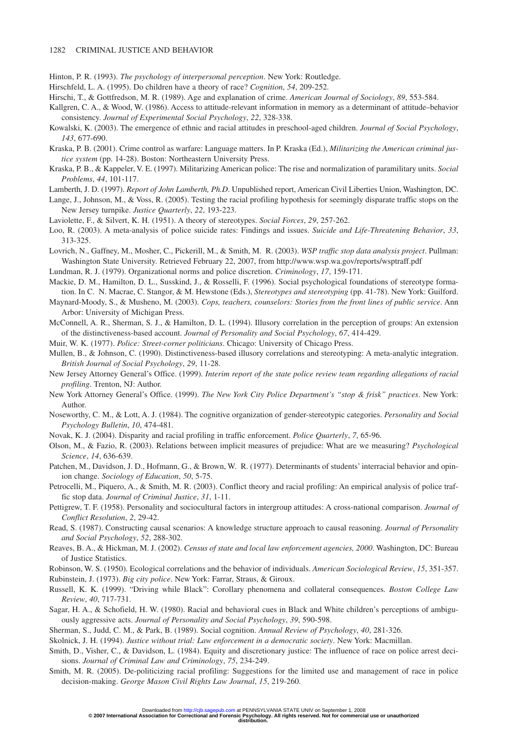Hinton, P. R. (1993). *The psychology of interpersonal perception*. New York: Routledge.

Hirschfeld, L. A. (1995). Do children have a theory of race? *Cognition*, *54*, 209-252.

Hirschi, T., & Gottfredson, M. R. (1989). Age and explanation of crime. *American Journal of Sociology*, *89*, 553-584.

Kallgren, C. A., & Wood, W. (1986). Access to attitude-relevant information in memory as a determinant of attitude–behavior consistency. *Journal of Experimental Social Psychology*, *22*, 328-338.

Kowalski, K. (2003). The emergence of ethnic and racial attitudes in preschool-aged children. *Journal of Social Psychology*, *143*, 677-690.

Kraska, P. B. (2001). Crime control as warfare: Language matters. In P. Kraska (Ed.), *Militarizing the American criminal justice system* (pp. 14-28). Boston: Northeastern University Press.

Kraska, P. B., & Kappeler, V. E. (1997). Militarizing American police: The rise and normalization of paramilitary units. *Social Problems*, *44*, 101-117.

Lamberth, J. D. (1997). *Report of John Lamberth, Ph.D*. Unpublished report, American Civil Liberties Union, Washington, DC.

Lange, J., Johnson, M., & Voss, R. (2005). Testing the racial profiling hypothesis for seemingly disparate traffic stops on the New Jersey turnpike. *Justice Quarterly*, *22*, 193-223.

Laviolette, F., & Silvert, K. H. (1951). A theory of stereotypes. *Social Forces*, *29*, 257-262.

Loo, R. (2003). A meta-analysis of police suicide rates: Findings and issues. *Suicide and Life-Threatening Behavior*, *33*, 313-325.

Lovrich, N., Gaffney, M., Mosher, C., Pickerill, M., & Smith, M. R. (2003). *WSP traffic stop data analysis project*. Pullman: Washington State University. Retrieved February 22, 2007, from http://www.wsp.wa.gov/reports/wsptraff.pdf

Lundman, R. J. (1979). Organizational norms and police discretion. *Criminology*, *17*, 159-171.

Mackie, D. M., Hamilton, D. L., Susskind, J., & Rosselli, F. (1996). Social psychological foundations of stereotype formation. In C. N. Macrae, C. Stangor, & M. Hewstone (Eds.), *Stereotypes and stereotyping* (pp. 41-78). New York: Guilford.

Maynard-Moody, S., & Musheno, M. (2003). *Cops, teachers, counselors: Stories from the front lines of public service*. Ann Arbor: University of Michigan Press.

McConnell, A. R., Sherman, S. J., & Hamilton, D. L. (1994). Illusory correlation in the perception of groups: An extension of the distinctiveness-based account. *Journal of Personality and Social Psychology*, *67*, 414-429.

Muir, W. K. (1977). *Police: Street-corner politicians*. Chicago: University of Chicago Press.

Mullen, B., & Johnson, C. (1990). Distinctiveness-based illusory correlations and stereotyping: A meta-analytic integration. *British Journal of Social Psychology*, *29*, 11-28.

New Jersey Attorney General's Office. (1999). *Interim report of the state police review team regarding allegations of racial profiling*. Trenton, NJ: Author.

New York Attorney General's Office. (1999). *The New York City Police Department's "stop & frisk" practices*. New York: Author.

Noseworthy, C. M., & Lott, A. J. (1984). The cognitive organization of gender-stereotypic categories. *Personality and Social Psychology Bulletin*, *10*, 474-481.

Novak, K. J. (2004). Disparity and racial profiling in traffic enforcement. *Police Quarterly*, *7*, 65-96.

Olson, M., & Fazio, R. (2003). Relations between implicit measures of prejudice: What are we measuring? *Psychological Science*, *14*, 636-639.

Patchen, M., Davidson, J. D., Hofmann, G., & Brown, W. R. (1977). Determinants of students' interracial behavior and opinion change. *Sociology of Education*, *50*, 5-75.

Petrocelli, M., Piquero, A., & Smith, M. R. (2003). Conflict theory and racial profiling: An empirical analysis of police traffic stop data. *Journal of Criminal Justice*, *31*, 1-11.

Pettigrew, T. F. (1958). Personality and sociocultural factors in intergroup attitudes: A cross-national comparison. *Journal of Conflict Resolution*, *2*, 29-42.

Read, S. (1987). Constructing causal scenarios: A knowledge structure approach to causal reasoning. *Journal of Personality and Social Psychology*, *52*, 288-302.

Reaves, B. A., & Hickman, M. J. (2002). *Census of state and local law enforcement agencies, 2000*. Washington, DC: Bureau of Justice Statistics.

Robinson, W. S. (1950). Ecological correlations and the behavior of individuals. *American Sociological Review*, *15*, 351-357.

Rubinstein, J. (1973). *Big city police*. New York: Farrar, Straus, & Giroux.

Russell, K. K. (1999). "Driving while Black": Corollary phenomena and collateral consequences. *Boston College Law Review*, *40*, 717-731.

Sagar, H. A., & Schofield, H. W. (1980). Racial and behavioral cues in Black and White children's perceptions of ambiguously aggressive acts. *Journal of Personality and Social Psychology*, *39*, 590-598.

Sherman, S., Judd, C. M., & Park, B. (1989). Social cognition. *Annual Review of Psychology*, *40*, 281-326.

Skolnick, J. H. (1994). *Justice without trial: Law enforcement in a democratic society*. New York: Macmillan.

Smith, D., Visher, C., & Davidson, L. (1984). Equity and discretionary justice: The influence of race on police arrest decisions. *Journal of Criminal Law and Criminology*, *75*, 234-249.

Smith, M. R. (2005). De-politicizing racial profiling: Suggestions for the limited use and management of race in police decision-making. *George Mason Civil Rights Law Journal*, *15*, 219-260.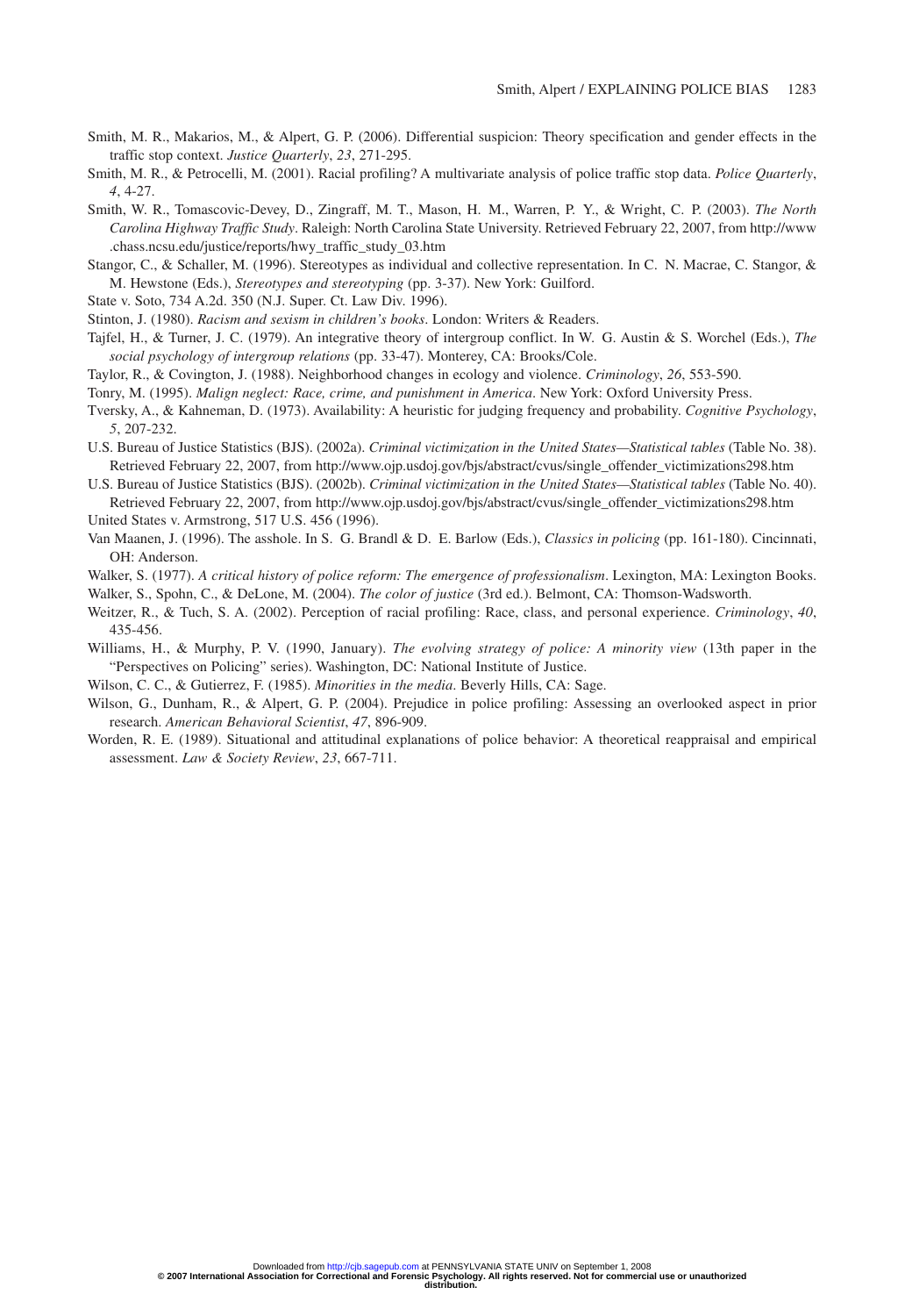Smith, M. R., Makarios, M., & Alpert, G. P. (2006). Differential suspicion: Theory specification and gender effects in the traffic stop context. *Justice Quarterly*, *23*, 271-295.

Smith, M. R., & Petrocelli, M. (2001). Racial profiling? A multivariate analysis of police traffic stop data. *Police Quarterly*, *4*, 4-27.

Smith, W. R., Tomascovic-Devey, D., Zingraff, M. T., Mason, H. M., Warren, P. Y., & Wright, C. P. (2003). *The North Carolina Highway Traffic Study*. Raleigh: North Carolina State University. Retrieved February 22, 2007, from http://www.chass.ncsu.edu/justice/reports/hwy_traffic_study_03.htm

Stangor, C., & Schaller, M. (1996). Stereotypes as individual and collective representation. In C. N. Macrae, C. Stangor, & M. Hewstone (Eds.), *Stereotypes and stereotyping* (pp. 3-37). New York: Guilford.

State v. Soto, 734 A.2d. 350 (N.J. Super. Ct. Law Div. 1996).

Stinton, J. (1980). *Racism and sexism in children's books*. London: Writers & Readers.

Tajfel, H., & Turner, J. C. (1979). An integrative theory of intergroup conflict. In W. G. Austin & S. Worchel (Eds.), *The social psychology of intergroup relations* (pp. 33-47). Monterey, CA: Brooks/Cole.

Taylor, R., & Covington, J. (1988). Neighborhood changes in ecology and violence. *Criminology*, *26*, 553-590.

Tonry, M. (1995). *Malign neglect: Race, crime, and punishment in America*. New York: Oxford University Press.

Tversky, A., & Kahneman, D. (1973). Availability: A heuristic for judging frequency and probability. *Cognitive Psychology*, *5*, 207-232.

U.S. Bureau of Justice Statistics (BJS). (2002a). *Criminal victimization in the United States—Statistical tables* (Table No. 38). Retrieved February 22, 2007, from http://www.ojp.usdoj.gov/bjs/abstract/cvus/single_offender_victimizations298.htm

U.S. Bureau of Justice Statistics (BJS). (2002b). *Criminal victimization in the United States—Statistical tables* (Table No. 40). Retrieved February 22, 2007, from http://www.ojp.usdoj.gov/bjs/abstract/cvus/single_offender_victimizations298.htm

United States v. Armstrong, 517 U.S. 456 (1996).

Van Maanen, J. (1996). The asshole. In S. G. Brandl & D. E. Barlow (Eds.), *Classics in policing* (pp. 161-180). Cincinnati, OH: Anderson.

Walker, S. (1977). *A critical history of police reform: The emergence of professionalism*. Lexington, MA: Lexington Books.

Walker, S., Spohn, C., & DeLone, M. (2004). *The color of justice* (3rd ed.). Belmont, CA: Thomson-Wadsworth.

Weitzer, R., & Tuch, S. A. (2002). Perception of racial profiling: Race, class, and personal experience. *Criminology*, *40*, 435-456.

Williams, H., & Murphy, P. V. (1990, January). *The evolving strategy of police: A minority view* (13th paper in the "Perspectives on Policing" series). Washington, DC: National Institute of Justice.

Wilson, C. C., & Gutierrez, F. (1985). *Minorities in the media*. Beverly Hills, CA: Sage.

Wilson, G., Dunham, R., & Alpert, G. P. (2004). Prejudice in police profiling: Assessing an overlooked aspect in prior research. *American Behavioral Scientist*, *47*, 896-909.

Worden, R. E. (1989). Situational and attitudinal explanations of police behavior: A theoretical reappraisal and empirical assessment. *Law & Society Review*, *23*, 667-711.